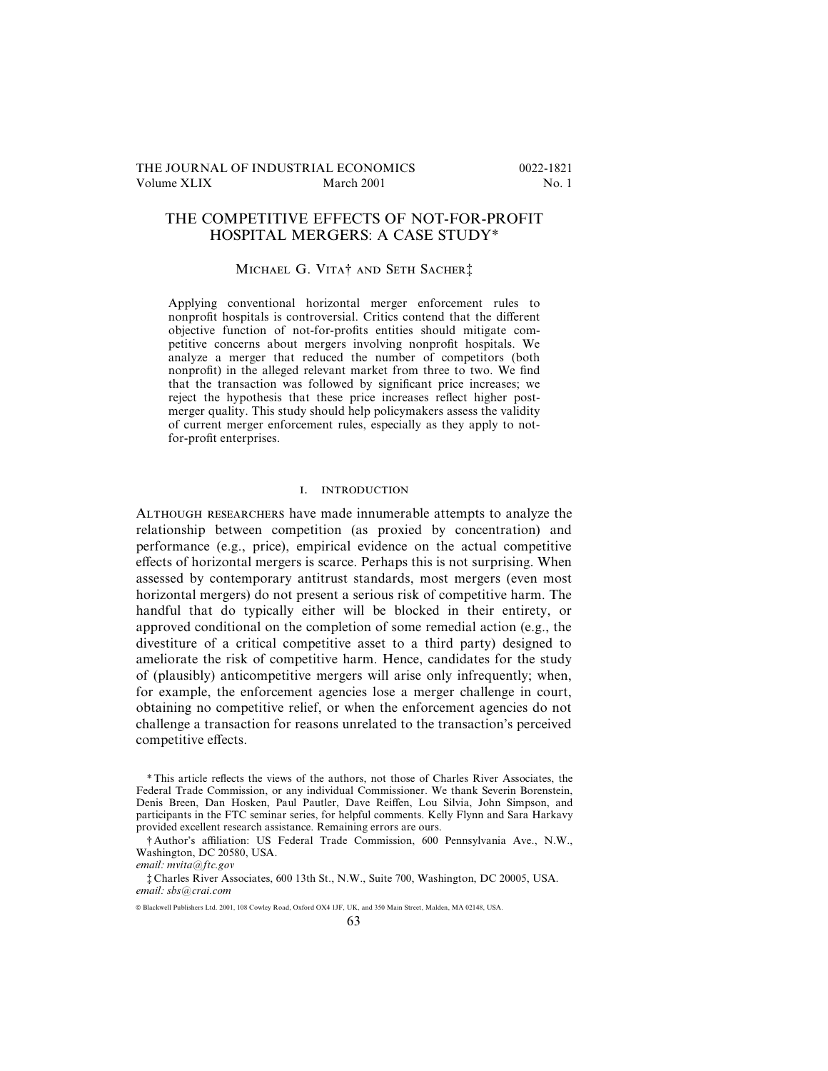# THE COMPETITIVE EFFECTS OF NOT-FOR-PROFIT HOSPITAL MERGERS: A CASE STUDY*

Michael G. Vita† and Seth Sacher‡

Applying conventional horizontal merger enforcement rules to nonprofit hospitals is controversial. Critics contend that the different objective function of not-for-profits entities should mitigate competitive concerns about mergers involving nonprofit hospitals. We analyze a merger that reduced the number of competitors (both nonprofit) in the alleged relevant market from three to two. We find that the transaction was followed by significant price increases; we reject the hypothesis that these price increases reflect higher post-merger quality. This study should help policymakers assess the validity of current merger enforcement rules, especially as they apply to not-for-profit enterprises.

## I. INTRODUCTION

Although researchers have made innumerable attempts to analyze the relationship between competition (as proxied by concentration) and performance (e.g., price), empirical evidence on the actual competitive effects of horizontal mergers is scarce. Perhaps this is not surprising. When assessed by contemporary antitrust standards, most mergers (even most horizontal mergers) do not present a serious risk of competitive harm. The handful that do typically either will be blocked in their entirety, or approved conditional on the completion of some remedial action (e.g., the divestiture of a critical competitive asset to a third party) designed to ameliorate the risk of competitive harm. Hence, candidates for the study of (plausibly) anticompetitive mergers will arise only infrequently; when, for example, the enforcement agencies lose a merger challenge in court, obtaining no competitive relief, or when the enforcement agencies do not challenge a transaction for reasons unrelated to the transaction's perceived competitive effects.

* This article reflects the views of the authors, not those of Charles River Associates, the Federal Trade Commission, or any individual Commissioner. We thank Severin Borenstein, Denis Breen, Dan Hosken, Paul Pautler, Dave Reiffen, Lou Silvia, John Simpson, and participants in the FTC seminar series, for helpful comments. Kelly Flynn and Sara Harkavy provided excellent research assistance. Remaining errors are ours.

† Author's affiliation: US Federal Trade Commission, 600 Pennsylvania Ave., N.W., Washington, DC 20580, USA.
*email: mvita@ftc.gov*

‡ Charles River Associates, 600 13th St., N.W., Suite 700, Washington, DC 20005, USA.
*email: sbs@crai.com*

© Blackwell Publishers Ltd. 2001, 108 Cowley Road, Oxford OX4 1JF, UK, and 350 Main Street, Malden, MA 02148, USA.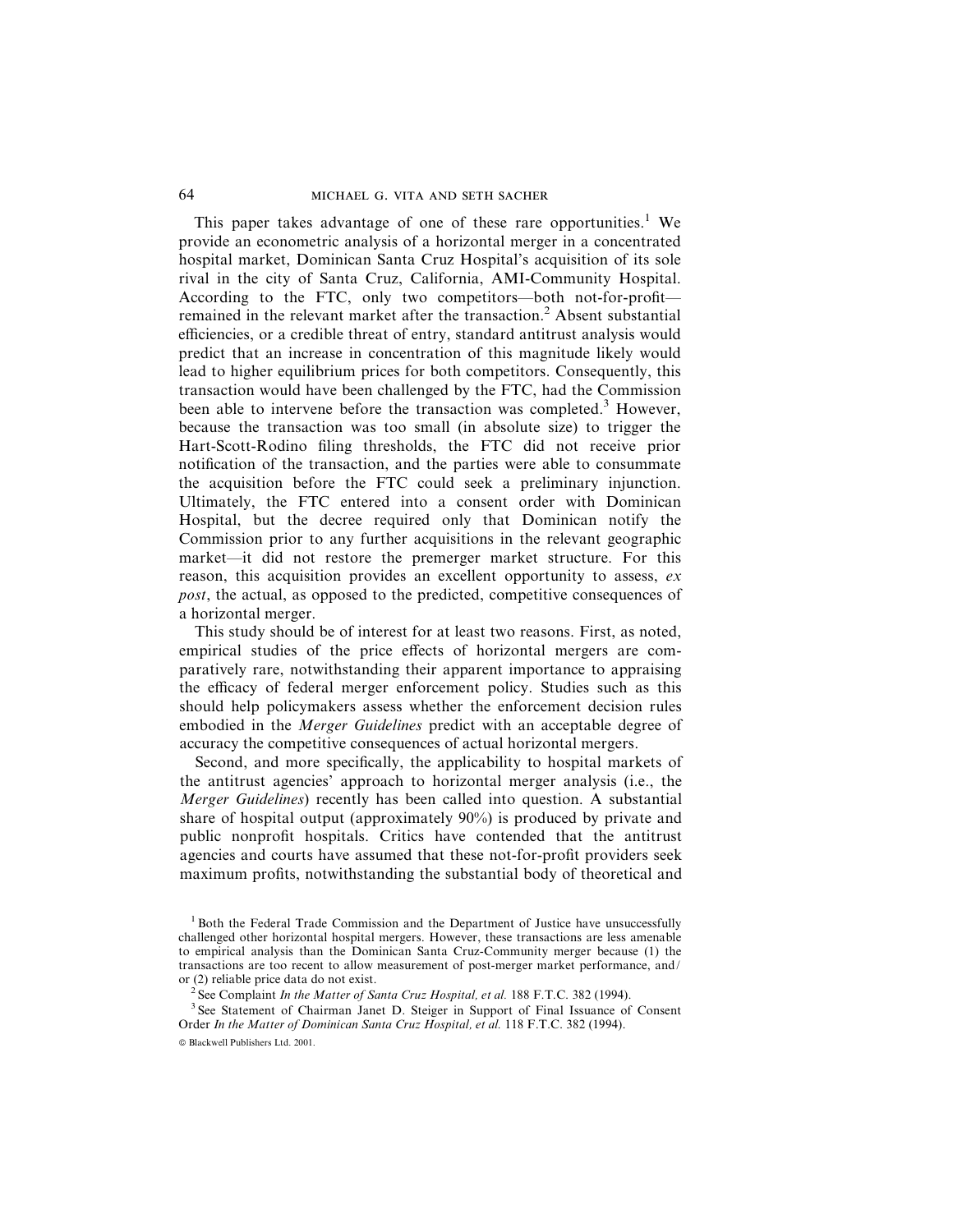This paper takes advantage of one of these rare opportunities.[1] We provide an econometric analysis of a horizontal merger in a concentrated hospital market, Dominican Santa Cruz Hospital's acquisition of its sole rival in the city of Santa Cruz, California, AMI-Community Hospital. According to the FTC, only two competitors—both not-for-profit—remained in the relevant market after the transaction.[2] Absent substantial efficiencies, or a credible threat of entry, standard antitrust analysis would predict that an increase in concentration of this magnitude likely would lead to higher equilibrium prices for both competitors. Consequently, this transaction would have been challenged by the FTC, had the Commission been able to intervene before the transaction was completed.[3] However, because the transaction was too small (in absolute size) to trigger the Hart-Scott-Rodino filing thresholds, the FTC did not receive prior notification of the transaction, and the parties were able to consummate the acquisition before the FTC could seek a preliminary injunction. Ultimately, the FTC entered into a consent order with Dominican Hospital, but the decree required only that Dominican notify the Commission prior to any further acquisitions in the relevant geographic market—it did not restore the premerger market structure. For this reason, this acquisition provides an excellent opportunity to assess, *ex post*, the actual, as opposed to the predicted, competitive consequences of a horizontal merger.

This study should be of interest for at least two reasons. First, as noted, empirical studies of the price effects of horizontal mergers are comparatively rare, notwithstanding their apparent importance to appraising the efficacy of federal merger enforcement policy. Studies such as this should help policymakers assess whether the enforcement decision rules embodied in the *Merger Guidelines* predict with an acceptable degree of accuracy the competitive consequences of actual horizontal mergers.

Second, and more specifically, the applicability to hospital markets of the antitrust agencies' approach to horizontal merger analysis (i.e., the *Merger Guidelines*) recently has been called into question. A substantial share of hospital output (approximately 90%) is produced by private and public nonprofit hospitals. Critics have contended that the antitrust agencies and courts have assumed that these not-for-profit providers seek maximum profits, notwithstanding the substantial body of theoretical and

[1] Both the Federal Trade Commission and the Department of Justice have unsuccessfully challenged other horizontal hospital mergers. However, these transactions are less amenable to empirical analysis than the Dominican Santa Cruz-Community merger because (1) the transactions are too recent to allow measurement of post-merger market performance, and/or (2) reliable price data do not exist.

[2] See Complaint *In the Matter of Santa Cruz Hospital, et al.* 188 F.T.C. 382 (1994).

[3] See Statement of Chairman Janet D. Steiger in Support of Final Issuance of Consent Order *In the Matter of Dominican Santa Cruz Hospital, et al.* 118 F.T.C. 382 (1994).

© Blackwell Publishers Ltd. 2001.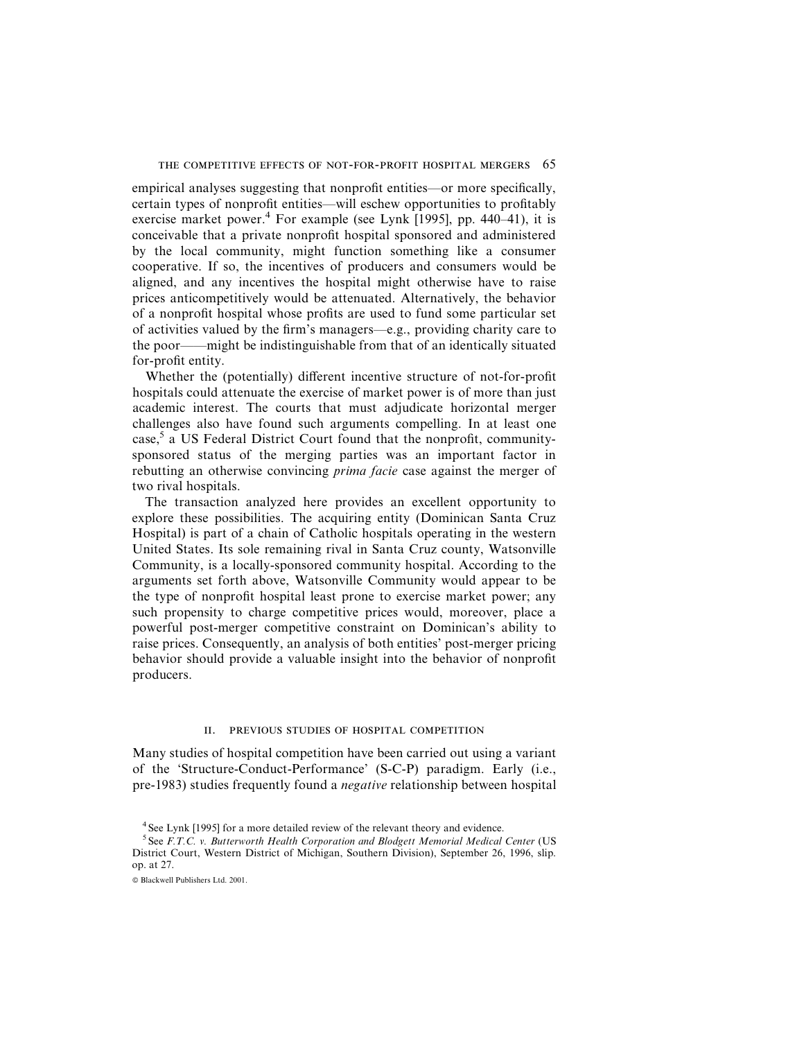empirical analyses suggesting that nonprofit entities—or more specifically, certain types of nonprofit entities—will eschew opportunities to profitably exercise market power.[4] For example (see Lynk [1995], pp. 440–41), it is conceivable that a private nonprofit hospital sponsored and administered by the local community, might function something like a consumer cooperative. If so, the incentives of producers and consumers would be aligned, and any incentives the hospital might otherwise have to raise prices anticompetitively would be attenuated. Alternatively, the behavior of a nonprofit hospital whose profits are used to fund some particular set of activities valued by the firm's managers—e.g., providing charity care to the poor——might be indistinguishable from that of an identically situated for-profit entity.

Whether the (potentially) different incentive structure of not-for-profit hospitals could attenuate the exercise of market power is of more than just academic interest. The courts that must adjudicate horizontal merger challenges also have found such arguments compelling. In at least one case,[5] a US Federal District Court found that the nonprofit, community-sponsored status of the merging parties was an important factor in rebutting an otherwise convincing *prima facie* case against the merger of two rival hospitals.

The transaction analyzed here provides an excellent opportunity to explore these possibilities. The acquiring entity (Dominican Santa Cruz Hospital) is part of a chain of Catholic hospitals operating in the western United States. Its sole remaining rival in Santa Cruz county, Watsonville Community, is a locally-sponsored community hospital. According to the arguments set forth above, Watsonville Community would appear to be the type of nonprofit hospital least prone to exercise market power; any such propensity to charge competitive prices would, moreover, place a powerful post-merger competitive constraint on Dominican's ability to raise prices. Consequently, an analysis of both entities' post-merger pricing behavior should provide a valuable insight into the behavior of nonprofit producers.

## II. PREVIOUS STUDIES OF HOSPITAL COMPETITION

Many studies of hospital competition have been carried out using a variant of the 'Structure-Conduct-Performance' (S-C-P) paradigm. Early (i.e., pre-1983) studies frequently found a *negative* relationship between hospital

[4] See Lynk [1995] for a more detailed review of the relevant theory and evidence.

[5] See *F.T.C. v. Butterworth Health Corporation and Blodgett Memorial Medical Center* (US District Court, Western District of Michigan, Southern Division), September 26, 1996, slip. op. at 27.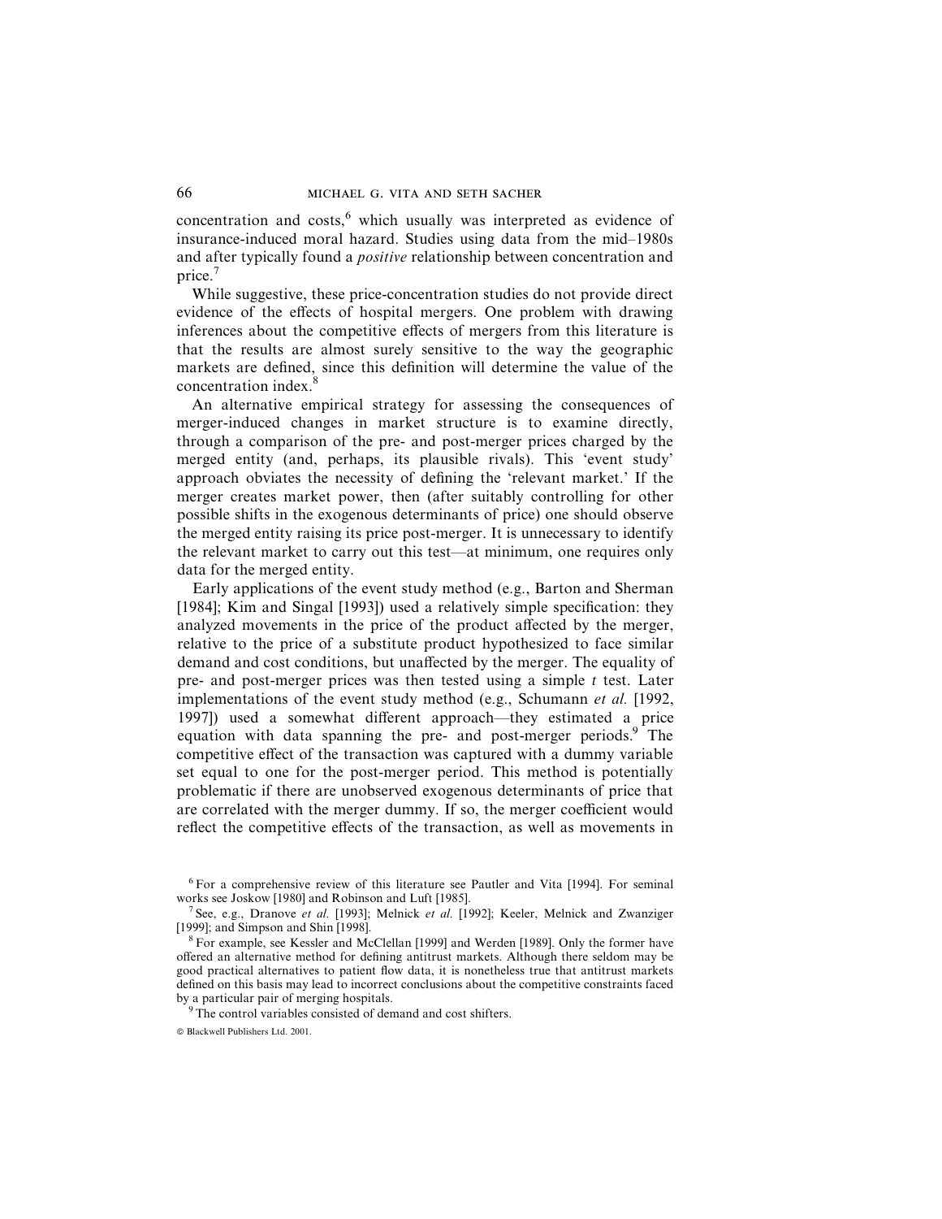concentration and costs,[6] which usually was interpreted as evidence of insurance-induced moral hazard. Studies using data from the mid–1980s and after typically found a *positive* relationship between concentration and price.[7]

While suggestive, these price-concentration studies do not provide direct evidence of the effects of hospital mergers. One problem with drawing inferences about the competitive effects of mergers from this literature is that the results are almost surely sensitive to the way the geographic markets are defined, since this definition will determine the value of the concentration index.[8]

An alternative empirical strategy for assessing the consequences of merger-induced changes in market structure is to examine directly, through a comparison of the pre- and post-merger prices charged by the merged entity (and, perhaps, its plausible rivals). This 'event study' approach obviates the necessity of defining the 'relevant market.' If the merger creates market power, then (after suitably controlling for other possible shifts in the exogenous determinants of price) one should observe the merged entity raising its price post-merger. It is unnecessary to identify the relevant market to carry out this test—at minimum, one requires only data for the merged entity.

Early applications of the event study method (e.g., Barton and Sherman [1984]; Kim and Singal [1993]) used a relatively simple specification: they analyzed movements in the price of the product affected by the merger, relative to the price of a substitute product hypothesized to face similar demand and cost conditions, but unaffected by the merger. The equality of pre- and post-merger prices was then tested using a simple $t$ test. Later implementations of the event study method (e.g., Schumann *et al.* [1992, 1997]) used a somewhat different approach—they estimated a price equation with data spanning the pre- and post-merger periods.[9] The competitive effect of the transaction was captured with a dummy variable set equal to one for the post-merger period. This method is potentially problematic if there are unobserved exogenous determinants of price that are correlated with the merger dummy. If so, the merger coefficient would reflect the competitive effects of the transaction, as well as movements in

[6] For a comprehensive review of this literature see Pautler and Vita [1994]. For seminal works see Joskow [1980] and Robinson and Luft [1985].

[7] See, e.g., Dranove *et al.* [1993]; Melnick *et al.* [1992]; Keeler, Melnick and Zwanziger [1999]; and Simpson and Shin [1998].

[8] For example, see Kessler and McClellan [1999] and Werden [1989]. Only the former have offered an alternative method for defining antitrust markets. Although there seldom may be good practical alternatives to patient flow data, it is nonetheless true that antitrust markets defined on this basis may lead to incorrect conclusions about the competitive constraints faced by a particular pair of merging hospitals.

[9] The control variables consisted of demand and cost shifters.

© Blackwell Publishers Ltd. 2001.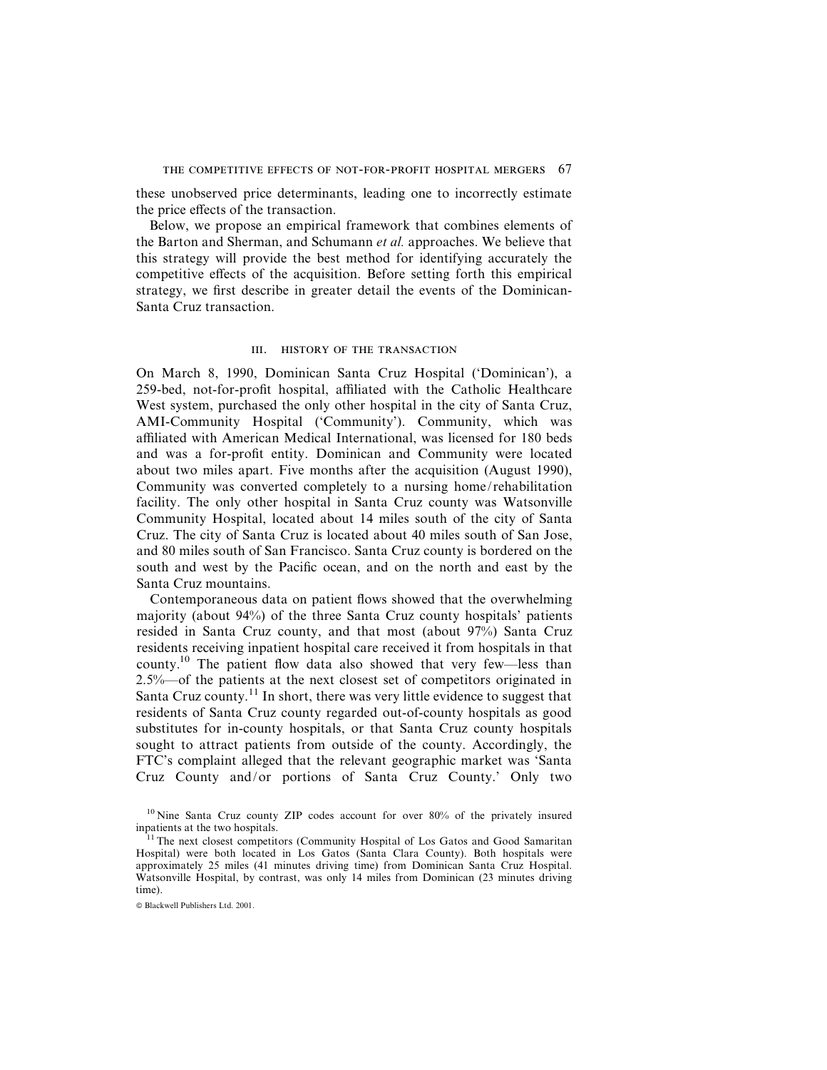these unobserved price determinants, leading one to incorrectly estimate the price effects of the transaction.

Below, we propose an empirical framework that combines elements of the Barton and Sherman, and Schumann *et al.* approaches. We believe that this strategy will provide the best method for identifying accurately the competitive effects of the acquisition. Before setting forth this empirical strategy, we first describe in greater detail the events of the Dominican-Santa Cruz transaction.

## III. HISTORY OF THE TRANSACTION

On March 8, 1990, Dominican Santa Cruz Hospital ('Dominican'), a 259-bed, not-for-profit hospital, affiliated with the Catholic Healthcare West system, purchased the only other hospital in the city of Santa Cruz, AMI-Community Hospital ('Community'). Community, which was affiliated with American Medical International, was licensed for 180 beds and was a for-profit entity. Dominican and Community were located about two miles apart. Five months after the acquisition (August 1990), Community was converted completely to a nursing home/rehabilitation facility. The only other hospital in Santa Cruz county was Watsonville Community Hospital, located about 14 miles south of the city of Santa Cruz. The city of Santa Cruz is located about 40 miles south of San Jose, and 80 miles south of San Francisco. Santa Cruz county is bordered on the south and west by the Pacific ocean, and on the north and east by the Santa Cruz mountains.

Contemporaneous data on patient flows showed that the overwhelming majority (about 94%) of the three Santa Cruz county hospitals' patients resided in Santa Cruz county, and that most (about 97%) Santa Cruz residents receiving inpatient hospital care received it from hospitals in that county.[10] The patient flow data also showed that very few—less than 2.5%—of the patients at the next closest set of competitors originated in Santa Cruz county.[11] In short, there was very little evidence to suggest that residents of Santa Cruz county regarded out-of-county hospitals as good substitutes for in-county hospitals, or that Santa Cruz county hospitals sought to attract patients from outside of the county. Accordingly, the FTC's complaint alleged that the relevant geographic market was 'Santa Cruz County and/or portions of Santa Cruz County.' Only two

[10] Nine Santa Cruz county ZIP codes account for over 80% of the privately insured inpatients at the two hospitals.

[11] The next closest competitors (Community Hospital of Los Gatos and Good Samaritan Hospital) were both located in Los Gatos (Santa Clara County). Both hospitals were approximately 25 miles (41 minutes driving time) from Dominican Santa Cruz Hospital. Watsonville Hospital, by contrast, was only 14 miles from Dominican (23 minutes driving time).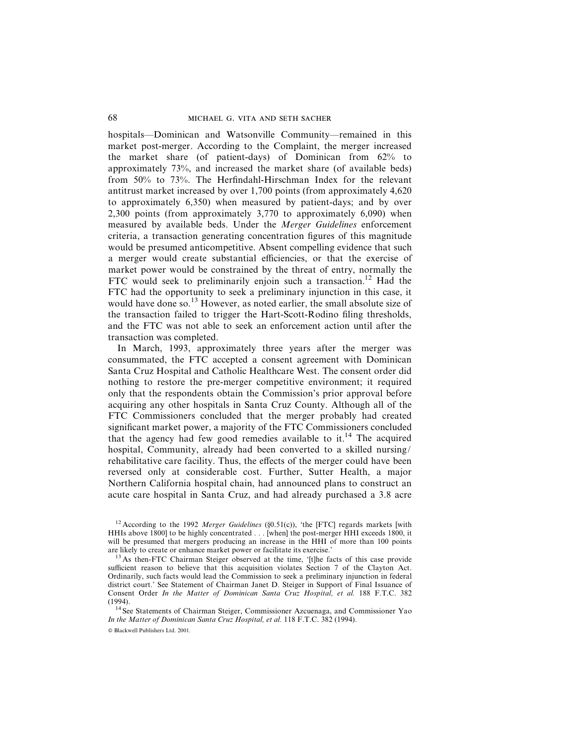hospitals—Dominican and Watsonville Community—remained in this market post-merger. According to the Complaint, the merger increased the market share (of patient-days) of Dominican from 62% to approximately 73%, and increased the market share (of available beds) from 50% to 73%. The Herfindahl-Hirschman Index for the relevant antitrust market increased by over 1,700 points (from approximately 4,620 to approximately 6,350) when measured by patient-days; and by over 2,300 points (from approximately 3,770 to approximately 6,090) when measured by available beds. Under the *Merger Guidelines* enforcement criteria, a transaction generating concentration figures of this magnitude would be presumed anticompetitive. Absent compelling evidence that such a merger would create substantial efficiencies, or that the exercise of market power would be constrained by the threat of entry, normally the FTC would seek to preliminarily enjoin such a transaction.[12] Had the FTC had the opportunity to seek a preliminary injunction in this case, it would have done so.[13] However, as noted earlier, the small absolute size of the transaction failed to trigger the Hart-Scott-Rodino filing thresholds, and the FTC was not able to seek an enforcement action until after the transaction was completed.

In March, 1993, approximately three years after the merger was consummated, the FTC accepted a consent agreement with Dominican Santa Cruz Hospital and Catholic Healthcare West. The consent order did nothing to restore the pre-merger competitive environment; it required only that the respondents obtain the Commission's prior approval before acquiring any other hospitals in Santa Cruz County. Although all of the FTC Commissioners concluded that the merger probably had created significant market power, a majority of the FTC Commissioners concluded that the agency had few good remedies available to it.[14] The acquired hospital, Community, already had been converted to a skilled nursing/rehabilitative care facility. Thus, the effects of the merger could have been reversed only at considerable cost. Further, Sutter Health, a major Northern California hospital chain, had announced plans to construct an acute care hospital in Santa Cruz, and had already purchased a 3.8 acre

---

[12] According to the 1992 *Merger Guidelines* (§0.51(c)), 'the [FTC] regards markets [with HHIs above 1800] to be highly concentrated . . . [when] the post-merger HHI exceeds 1800, it will be presumed that mergers producing an increase in the HHI of more than 100 points are likely to create or enhance market power or facilitate its exercise.'

[13] As then-FTC Chairman Steiger observed at the time, '[t]he facts of this case provide sufficient reason to believe that this acquisition violates Section 7 of the Clayton Act. Ordinarily, such facts would lead the Commission to seek a preliminary injunction in federal district court.' See Statement of Chairman Janet D. Steiger in Support of Final Issuance of Consent Order *In the Matter of Dominican Santa Cruz Hospital, et al.* 188 F.T.C. 382 (1994).

[14] See Statements of Chairman Steiger, Commissioner Azcuenaga, and Commissioner Yao *In the Matter of Dominican Santa Cruz Hospital, et al.* 118 F.T.C. 382 (1994).

© Blackwell Publishers Ltd. 2001.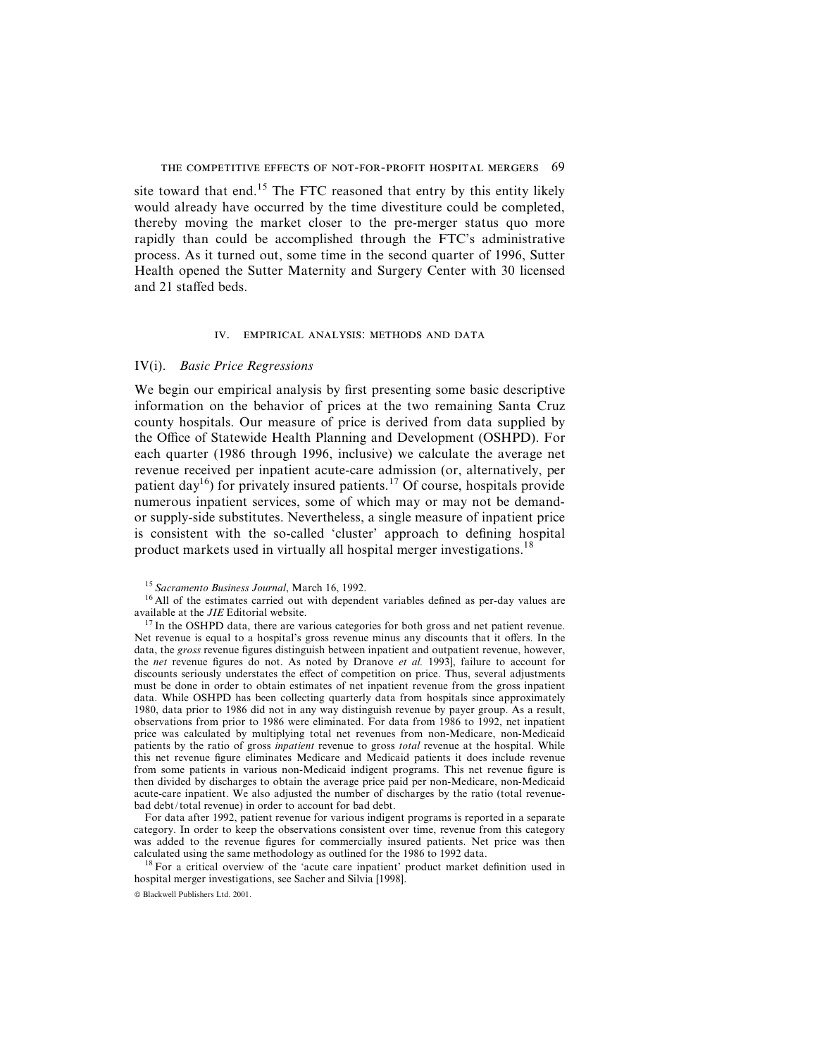site toward that end.[15] The FTC reasoned that entry by this entity likely would already have occurred by the time divestiture could be completed, thereby moving the market closer to the pre-merger status quo more rapidly than could be accomplished through the FTC's administrative process. As it turned out, some time in the second quarter of 1996, Sutter Health opened the Sutter Maternity and Surgery Center with 30 licensed and 21 staffed beds.

## IV. EMPIRICAL ANALYSIS: METHODS AND DATA

### IV(i). *Basic Price Regressions*

We begin our empirical analysis by first presenting some basic descriptive information on the behavior of prices at the two remaining Santa Cruz county hospitals. Our measure of price is derived from data supplied by the Office of Statewide Health Planning and Development (OSHPD). For each quarter (1986 through 1996, inclusive) we calculate the average net revenue received per inpatient acute-care admission (or, alternatively, per patient day[16]) for privately insured patients.[17] Of course, hospitals provide numerous inpatient services, some of which may or may not be demand- or supply-side substitutes. Nevertheless, a single measure of inpatient price is consistent with the so-called 'cluster' approach to defining hospital product markets used in virtually all hospital merger investigations.[18]

[15] *Sacramento Business Journal*, March 16, 1992.

[16] All of the estimates carried out with dependent variables defined as per-day values are available at the *JIE* Editorial website.

[17] In the OSHPD data, there are various categories for both gross and net patient revenue. Net revenue is equal to a hospital's gross revenue minus any discounts that it offers. In the data, the *gross* revenue figures distinguish between inpatient and outpatient revenue, however, the *net* revenue figures do not. As noted by Dranove *et al.* 1993], failure to account for discounts seriously understates the effect of competition on price. Thus, several adjustments must be done in order to obtain estimates of net inpatient revenue from the gross inpatient data. While OSHPD has been collecting quarterly data from hospitals since approximately 1980, data prior to 1986 did not in any way distinguish revenue by payer group. As a result, observations from prior to 1986 were eliminated. For data from 1986 to 1992, net inpatient price was calculated by multiplying total net revenues from non-Medicare, non-Medicaid patients by the ratio of gross *inpatient* revenue to gross *total* revenue at the hospital. While this net revenue figure eliminates Medicare and Medicaid patients it does include revenue from some patients in various non-Medicaid indigent programs. This net revenue figure is then divided by discharges to obtain the average price paid per non-Medicare, non-Medicaid acute-care inpatient. We also adjusted the number of discharges by the ratio (total revenue-bad debt/total revenue) in order to account for bad debt.

For data after 1992, patient revenue for various indigent programs is reported in a separate category. In order to keep the observations consistent over time, revenue from this category was added to the revenue figures for commercially insured patients. Net price was then calculated using the same methodology as outlined for the 1986 to 1992 data.

[18] For a critical overview of the 'acute care inpatient' product market definition used in hospital merger investigations, see Sacher and Silvia [1998].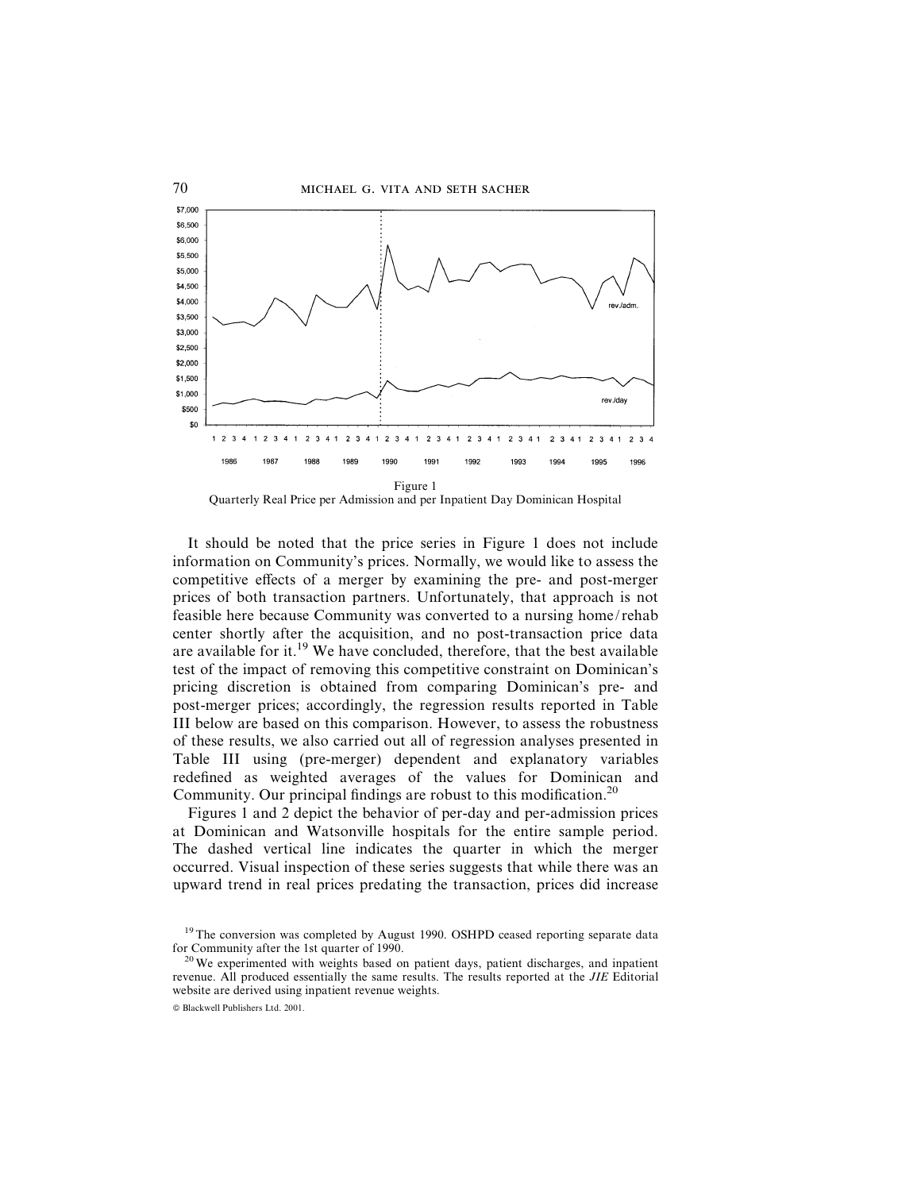Figure 1

Quarterly Real Price per Admission and per Inpatient Day Dominican Hospital

It should be noted that the price series in Figure 1 does not include information on Community's prices. Normally, we would like to assess the competitive effects of a merger by examining the pre- and post-merger prices of both transaction partners. Unfortunately, that approach is not feasible here because Community was converted to a nursing home/rehab center shortly after the acquisition, and no post-transaction price data are available for it.[19] We have concluded, therefore, that the best available test of the impact of removing this competitive constraint on Dominican's pricing discretion is obtained from comparing Dominican's pre- and post-merger prices; accordingly, the regression results reported in Table III below are based on this comparison. However, to assess the robustness of these results, we also carried out all of regression analyses presented in Table III using (pre-merger) dependent and explanatory variables redefined as weighted averages of the values for Dominican and Community. Our principal findings are robust to this modification.[20]

Figures 1 and 2 depict the behavior of per-day and per-admission prices at Dominican and Watsonville hospitals for the entire sample period. The dashed vertical line indicates the quarter in which the merger occurred. Visual inspection of these series suggests that while there was an upward trend in real prices predating the transaction, prices did increase

[19] The conversion was completed by August 1990. OSHPD ceased reporting separate data for Community after the 1st quarter of 1990.

[20] We experimented with weights based on patient days, patient discharges, and inpatient revenue. All produced essentially the same results. The results reported at the *JIE* Editorial website are derived using inpatient revenue weights.

© Blackwell Publishers Ltd. 2001.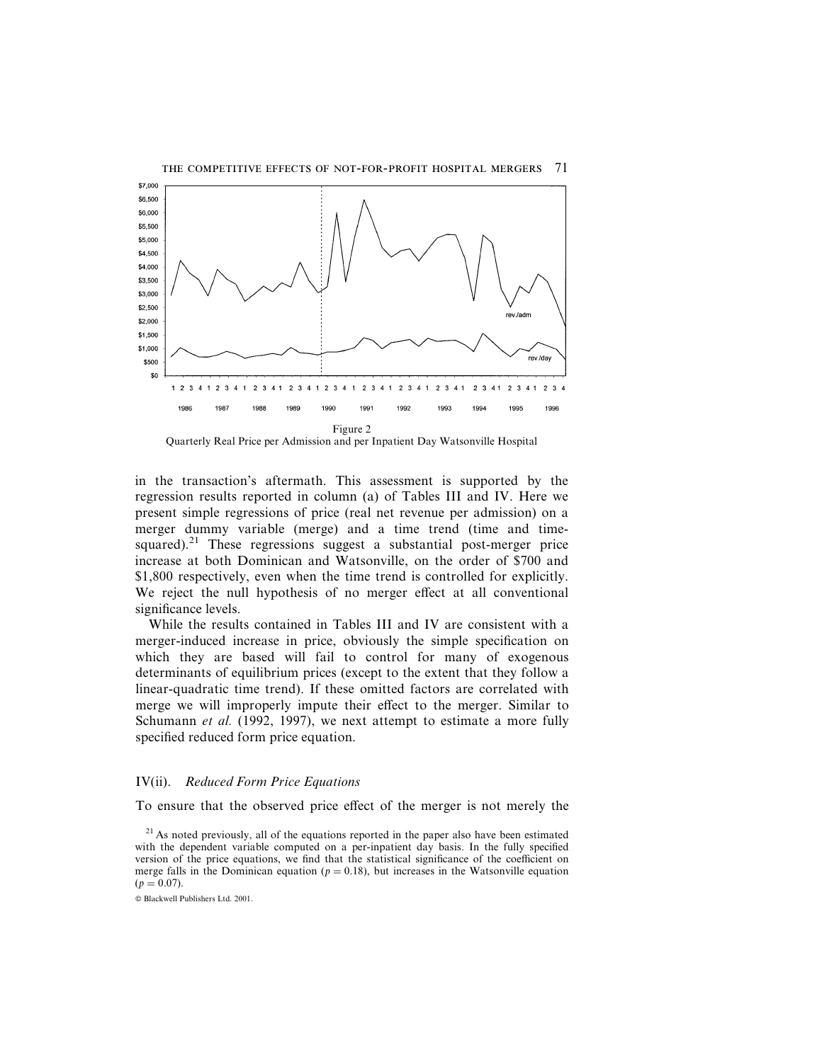Figure 2
Quarterly Real Price per Admission and per Inpatient Day Watsonville Hospital

in the transaction's aftermath. This assessment is supported by the regression results reported in column (a) of Tables III and IV. Here we present simple regressions of price (real net revenue per admission) on a merger dummy variable (merge) and a time trend (time and time-squared).[21] These regressions suggest a substantial post-merger price increase at both Dominican and Watsonville, on the order of \$700 and \$1,800 respectively, even when the time trend is controlled for explicitly. We reject the null hypothesis of no merger effect at all conventional significance levels.

While the results contained in Tables III and IV are consistent with a merger-induced increase in price, obviously the simple specification on which they are based will fail to control for many of exogenous determinants of equilibrium prices (except to the extent that they follow a linear-quadratic time trend). If these omitted factors are correlated with merge we will improperly impute their effect to the merger. Similar to Schumann *et al.* (1992, 1997), we next attempt to estimate a more fully specified reduced form price equation.

### IV(ii). *Reduced Form Price Equations*

To ensure that the observed price effect of the merger is not merely the

[21] As noted previously, all of the equations reported in the paper also have been estimated with the dependent variable computed on a per-inpatient day basis. In the fully specified version of the price equations, we find that the statistical significance of the coefficient on merge falls in the Dominican equation ($p = 0.18$), but increases in the Watsonville equation ($p = 0.07$).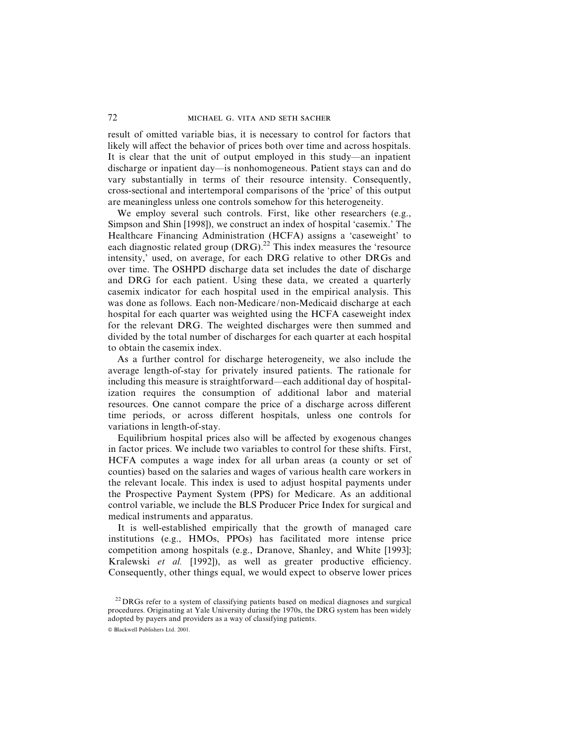result of omitted variable bias, it is necessary to control for factors that likely will affect the behavior of prices both over time and across hospitals. It is clear that the unit of output employed in this study—an inpatient discharge or inpatient day—is nonhomogeneous. Patient stays can and do vary substantially in terms of their resource intensity. Consequently, cross-sectional and intertemporal comparisons of the 'price' of this output are meaningless unless one controls somehow for this heterogeneity.

We employ several such controls. First, like other researchers (e.g., Simpson and Shin [1998]), we construct an index of hospital 'casemix.' The Healthcare Financing Administration (HCFA) assigns a 'caseweight' to each diagnostic related group (DRG).[22] This index measures the 'resource intensity,' used, on average, for each DRG relative to other DRGs and over time. The OSHPD discharge data set includes the date of discharge and DRG for each patient. Using these data, we created a quarterly casemix indicator for each hospital used in the empirical analysis. This was done as follows. Each non-Medicare/non-Medicaid discharge at each hospital for each quarter was weighted using the HCFA caseweight index for the relevant DRG. The weighted discharges were then summed and divided by the total number of discharges for each quarter at each hospital to obtain the casemix index.

As a further control for discharge heterogeneity, we also include the average length-of-stay for privately insured patients. The rationale for including this measure is straightforward—each additional day of hospitalization requires the consumption of additional labor and material resources. One cannot compare the price of a discharge across different time periods, or across different hospitals, unless one controls for variations in length-of-stay.

Equilibrium hospital prices also will be affected by exogenous changes in factor prices. We include two variables to control for these shifts. First, HCFA computes a wage index for all urban areas (a county or set of counties) based on the salaries and wages of various health care workers in the relevant locale. This index is used to adjust hospital payments under the Prospective Payment System (PPS) for Medicare. As an additional control variable, we include the BLS Producer Price Index for surgical and medical instruments and apparatus.

It is well-established empirically that the growth of managed care institutions (e.g., HMOs, PPOs) has facilitated more intense price competition among hospitals (e.g., Dranove, Shanley, and White [1993]; Kralewski *et al.* [1992]), as well as greater productive efficiency. Consequently, other things equal, we would expect to observe lower prices

[22] DRGs refer to a system of classifying patients based on medical diagnoses and surgical procedures. Originating at Yale University during the 1970s, the DRG system has been widely adopted by payers and providers as a way of classifying patients.

© Blackwell Publishers Ltd. 2001.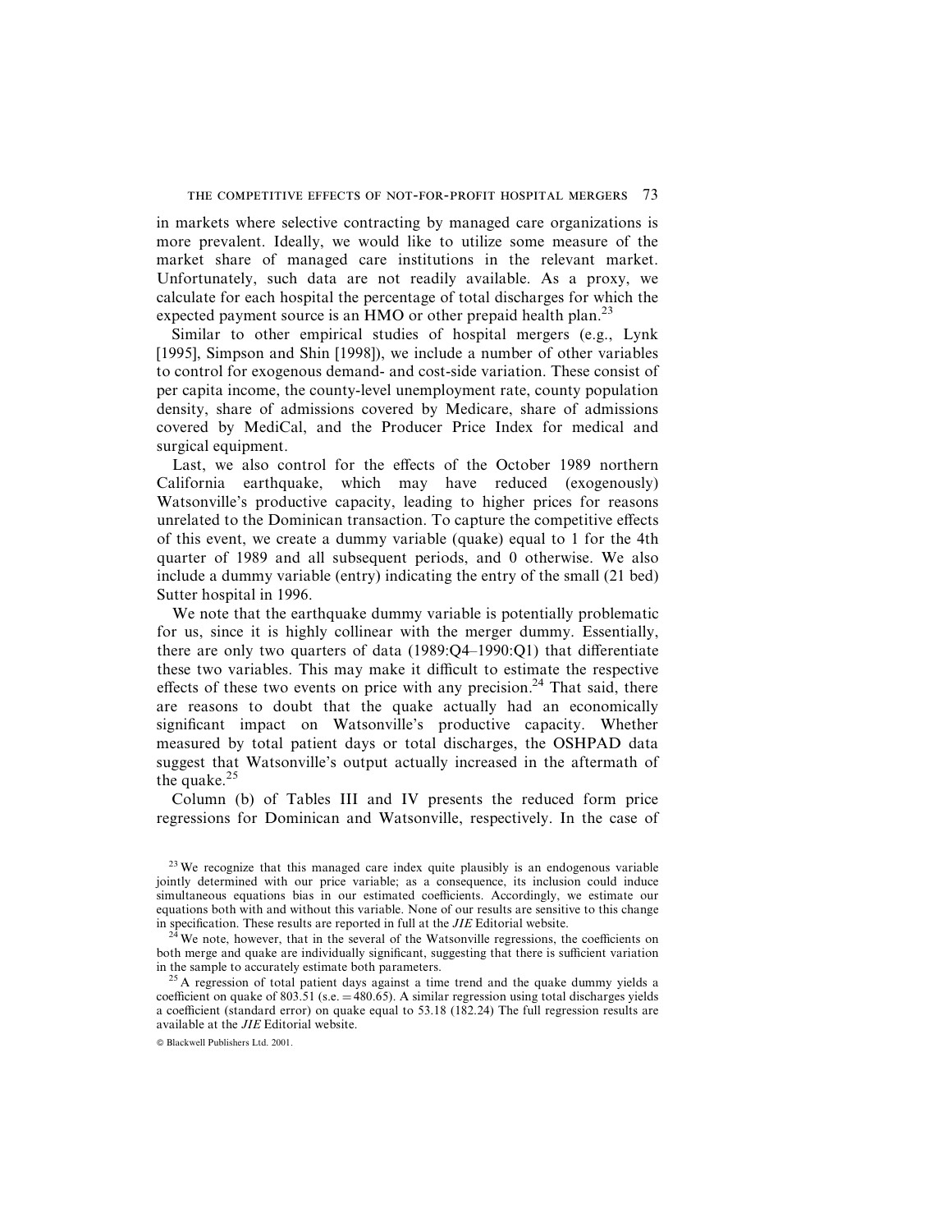in markets where selective contracting by managed care organizations is more prevalent. Ideally, we would like to utilize some measure of the market share of managed care institutions in the relevant market. Unfortunately, such data are not readily available. As a proxy, we calculate for each hospital the percentage of total discharges for which the expected payment source is an HMO or other prepaid health plan.[23]

Similar to other empirical studies of hospital mergers (e.g., Lynk [1995], Simpson and Shin [1998]), we include a number of other variables to control for exogenous demand- and cost-side variation. These consist of per capita income, the county-level unemployment rate, county population density, share of admissions covered by Medicare, share of admissions covered by MediCal, and the Producer Price Index for medical and surgical equipment.

Last, we also control for the effects of the October 1989 northern California earthquake, which may have reduced (exogenously) Watsonville's productive capacity, leading to higher prices for reasons unrelated to the Dominican transaction. To capture the competitive effects of this event, we create a dummy variable (quake) equal to 1 for the 4th quarter of 1989 and all subsequent periods, and 0 otherwise. We also include a dummy variable (entry) indicating the entry of the small (21 bed) Sutter hospital in 1996.

We note that the earthquake dummy variable is potentially problematic for us, since it is highly collinear with the merger dummy. Essentially, there are only two quarters of data (1989:Q4–1990:Q1) that differentiate these two variables. This may make it difficult to estimate the respective effects of these two events on price with any precision.[24] That said, there are reasons to doubt that the quake actually had an economically significant impact on Watsonville's productive capacity. Whether measured by total patient days or total discharges, the OSHPAD data suggest that Watsonville's output actually increased in the aftermath of the quake.[25]

Column (b) of Tables III and IV presents the reduced form price regressions for Dominican and Watsonville, respectively. In the case of

[23] We recognize that this managed care index quite plausibly is an endogenous variable jointly determined with our price variable; as a consequence, its inclusion could induce simultaneous equations bias in our estimated coefficients. Accordingly, we estimate our equations both with and without this variable. None of our results are sensitive to this change in specification. These results are reported in full at the *JIE* Editorial website.

[24] We note, however, that in the several of the Watsonville regressions, the coefficients on both merge and quake are individually significant, suggesting that there is sufficient variation in the sample to accurately estimate both parameters.

[25] A regression of total patient days against a time trend and the quake dummy yields a coefficient on quake of 803.51 (s.e. = 480.65). A similar regression using total discharges yields a coefficient (standard error) on quake equal to 53.18 (182.24) The full regression results are available at the *JIE* Editorial website.

© Blackwell Publishers Ltd. 2001.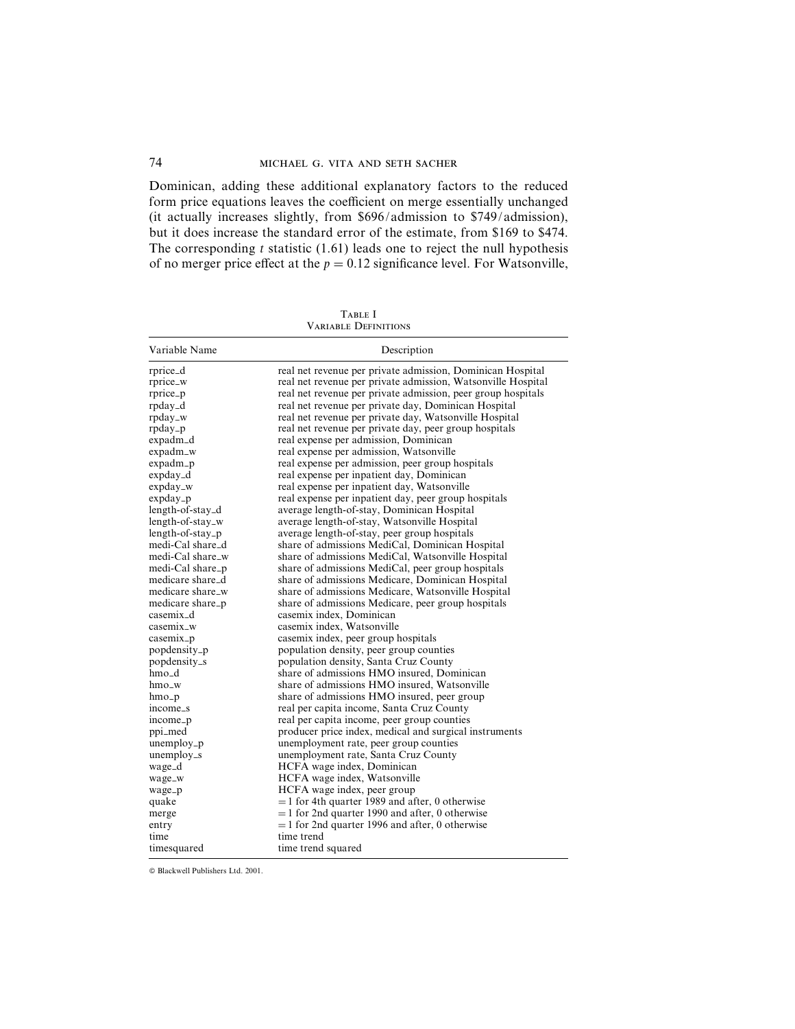Dominican, adding these additional explanatory factors to the reduced form price equations leaves the coefficient on merge essentially unchanged (it actually increases slightly, from \$696/admission to \$749/admission), but it does increase the standard error of the estimate, from \$169 to \$474. The corresponding $t$ statistic (1.61) leads one to reject the null hypothesis of no merger price effect at the $p = 0.12$ significance level. For Watsonville,

Table I
Variable Definitions

| Variable Name | Description |
|---|---|
| rprice_d | real net revenue per private admission, Dominican Hospital |
| rprice_w | real net revenue per private admission, Watsonville Hospital |
| rprice_p | real net revenue per private admission, peer group hospitals |
| rpday_d | real net revenue per private day, Dominican Hospital |
| rpday_w | real net revenue per private day, Watsonville Hospital |
| rpday_p | real net revenue per private day, peer group hospitals |
| expadm_d | real expense per admission, Dominican |
| expadm_w | real expense per admission, Watsonville |
| expadm_p | real expense per admission, peer group hospitals |
| expday_d | real expense per inpatient day, Dominican |
| expday_w | real expense per inpatient day, Watsonville |
| expday_p | real expense per inpatient day, peer group hospitals |
| length-of-stay_d | average length-of-stay, Dominican Hospital |
| length-of-stay_w | average length-of-stay, Watsonville Hospital |
| length-of-stay_p | average length-of-stay, peer group hospitals |
| medi-Cal share_d | share of admissions MediCal, Dominican Hospital |
| medi-Cal share_w | share of admissions MediCal, Watsonville Hospital |
| medi-Cal share_p | share of admissions MediCal, peer group hospitals |
| medicare share_d | share of admissions Medicare, Dominican Hospital |
| medicare share_w | share of admissions Medicare, Watsonville Hospital |
| medicare share_p | share of admissions Medicare, peer group hospitals |
| casemix_d | casemix index, Dominican |
| casemix_w | casemix index, Watsonville |
| casemix_p | casemix index, peer group hospitals |
| popdensity_p | population density, peer group counties |
| popdensity_s | population density, Santa Cruz County |
| hmo_d | share of admissions HMO insured, Dominican |
| hmo_w | share of admissions HMO insured, Watsonville |
| hmo_p | share of admissions HMO insured, peer group |
| income_s | real per capita income, Santa Cruz County |
| income_p | real per capita income, peer group counties |
| ppi_med | producer price index, medical and surgical instruments |
| unemploy_p | unemployment rate, peer group counties |
| unemploy_s | unemployment rate, Santa Cruz County |
| wage_d | HCFA wage index, Dominican |
| wage_w | HCFA wage index, Watsonville |
| wage_p | HCFA wage index, peer group |
| quake | = 1 for 4th quarter 1989 and after, 0 otherwise |
| merge | = 1 for 2nd quarter 1990 and after, 0 otherwise |
| entry | = 1 for 2nd quarter 1996 and after, 0 otherwise |
| time | time trend |
| timesquared | time trend squared |

© Blackwell Publishers Ltd. 2001.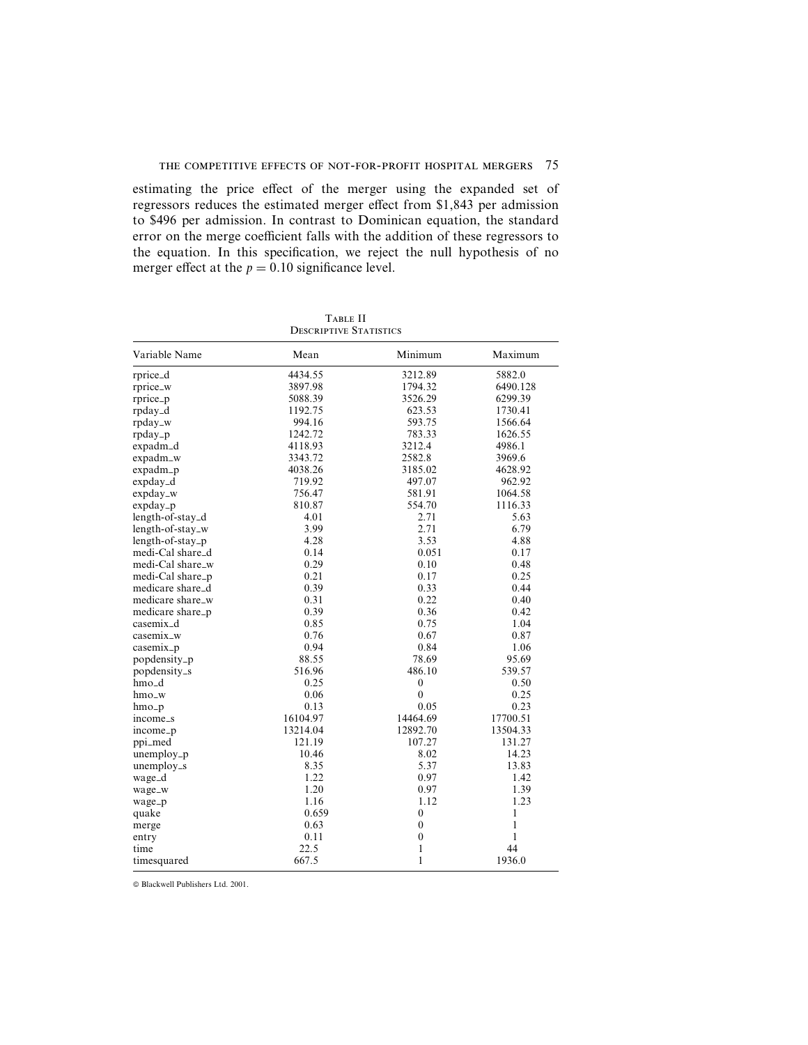estimating the price effect of the merger using the expanded set of regressors reduces the estimated merger effect from \$1,843 per admission to \$496 per admission. In contrast to Dominican equation, the standard error on the merge coefficient falls with the addition of these regressors to the equation. In this specification, we reject the null hypothesis of no merger effect at the $p = 0.10$ significance level.

Table II
Descriptive Statistics

| Variable Name | Mean | Minimum | Maximum |
|---|---|---|---|
| rprice_d | 4434.55 | 3212.89 | 5882.0 |
| rprice_w | 3897.98 | 1794.32 | 6490.128 |
| rprice_p | 5088.39 | 3526.29 | 6299.39 |
| rpday_d | 1192.75 | 623.53 | 1730.41 |
| rpday_w | 994.16 | 593.75 | 1566.64 |
| rpday_p | 1242.72 | 783.33 | 1626.55 |
| expadm_d | 4118.93 | 3212.4 | 4986.1 |
| expadm_w | 3343.72 | 2582.8 | 3969.6 |
| expadm_p | 4038.26 | 3185.02 | 4628.92 |
| expday_d | 719.92 | 497.07 | 962.92 |
| expday_w | 756.47 | 581.91 | 1064.58 |
| expday_p | 810.87 | 554.70 | 1116.33 |
| length-of-stay_d | 4.01 | 2.71 | 5.63 |
| length-of-stay_w | 3.99 | 2.71 | 6.79 |
| length-of-stay_p | 4.28 | 3.53 | 4.88 |
| medi-Cal share_d | 0.14 | 0.051 | 0.17 |
| medi-Cal share_w | 0.29 | 0.10 | 0.48 |
| medi-Cal share_p | 0.21 | 0.17 | 0.25 |
| medicare share_d | 0.39 | 0.33 | 0.44 |
| medicare share_w | 0.31 | 0.22 | 0.40 |
| medicare share_p | 0.39 | 0.36 | 0.42 |
| casemix_d | 0.85 | 0.75 | 1.04 |
| casemix_w | 0.76 | 0.67 | 0.87 |
| casemix_p | 0.94 | 0.84 | 1.06 |
| popdensity_p | 88.55 | 78.69 | 95.69 |
| popdensity_s | 516.96 | 486.10 | 539.57 |
| hmo_d | 0.25 | 0 | 0.50 |
| hmo_w | 0.06 | 0 | 0.25 |
| hmo_p | 0.13 | 0.05 | 0.23 |
| income_s | 16104.97 | 14464.69 | 17700.51 |
| income_p | 13214.04 | 12892.70 | 13504.33 |
| ppi_med | 121.19 | 107.27 | 131.27 |
| unemploy_p | 10.46 | 8.02 | 14.23 |
| unemploy_s | 8.35 | 5.37 | 13.83 |
| wage_d | 1.22 | 0.97 | 1.42 |
| wage_w | 1.20 | 0.97 | 1.39 |
| wage_p | 1.16 | 1.12 | 1.23 |
| quake | 0.659 | 0 | 1 |
| merge | 0.63 | 0 | 1 |
| entry | 0.11 | 0 | 1 |
| time | 22.5 | 1 | 44 |
| timesquared | 667.5 | 1 | 1936.0 |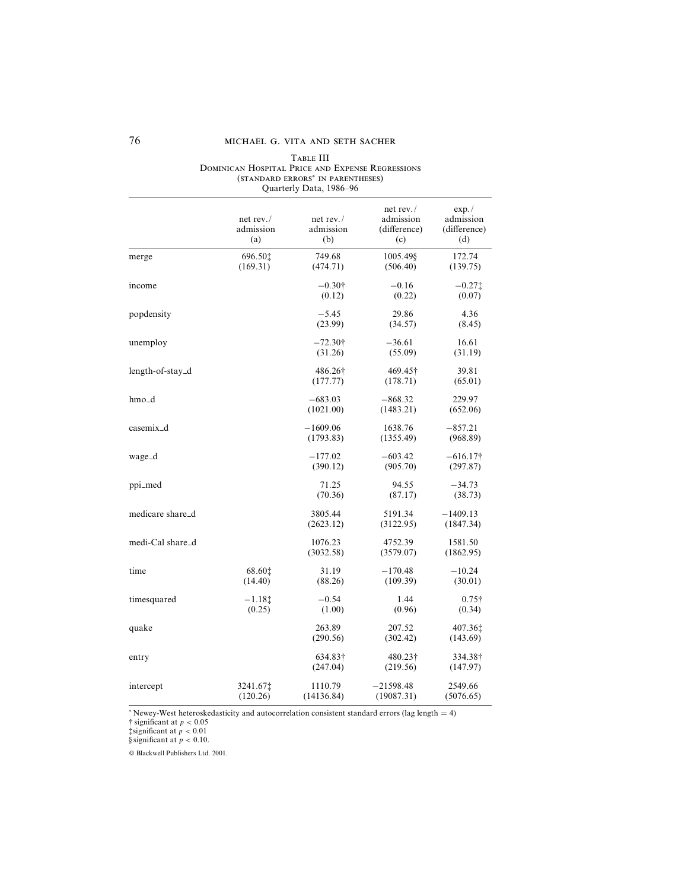TABLE III
DOMINICAN HOSPITAL PRICE AND EXPENSE REGRESSIONS
(STANDARD ERRORS* IN PARENTHESES)
Quarterly Data, 1986–96

| | net rev./ admission (a) | net rev./ admission (b) | net rev./ admission (difference) (c) | exp./ admission (difference) (d) |
|---|---|---|---|---|
| merge | 696.50‡ | 749.68 | 1005.49§ | 172.74 |
| | (169.31) | (474.71) | (506.40) | (139.75) |
| income | | −0.30† | −0.16 | −0.27‡ |
| | | (0.12) | (0.22) | (0.07) |
| popdensity | | −5.45 | 29.86 | 4.36 |
| | | (23.99) | (34.57) | (8.45) |
| unemploy | | −72.30† | −36.61 | 16.61 |
| | | (31.26) | (55.09) | (31.19) |
| length-of-stay_d | | 486.26† | 469.45† | 39.81 |
| | | (177.77) | (178.71) | (65.01) |
| hmo_d | | −683.03 | −868.32 | 229.97 |
| | | (1021.00) | (1483.21) | (652.06) |
| casemix_d | | −1609.06 | 1638.76 | −857.21 |
| | | (1793.83) | (1355.49) | (968.89) |
| wage_d | | −177.02 | −603.42 | −616.17† |
| | | (390.12) | (905.70) | (297.87) |
| ppi_med | | 71.25 | 94.55 | −34.73 |
| | | (70.36) | (87.17) | (38.73) |
| medicare share_d | | 3805.44 | 5191.34 | −1409.13 |
| | | (2623.12) | (3122.95) | (1847.34) |
| medi-Cal share_d | | 1076.23 | 4752.39 | 1581.50 |
| | | (3032.58) | (3579.07) | (1862.95) |
| time | 68.60‡ | 31.19 | −170.48 | −10.24 |
| | (14.40) | (88.26) | (109.39) | (30.01) |
| timesquared | −1.18‡ | −0.54 | 1.44 | 0.75† |
| | (0.25) | (1.00) | (0.96) | (0.34) |
| quake | | 263.89 | 207.52 | 407.36‡ |
| | | (290.56) | (302.42) | (143.69) |
| entry | | 634.83† | 480.23† | 334.38† |
| | | (247.04) | (219.56) | (147.97) |
| intercept | 3241.67‡ | 1110.79 | −21598.48 | 2549.66 |
| | (120.26) | (14136.84) | (19087.31) | (5076.65) |

\* Newey-West heteroskedasticity and autocorrelation consistent standard errors (lag length = 4)
† significant at $p < 0.05$
‡ significant at $p < 0.01$
§ significant at $p < 0.10$.

© Blackwell Publishers Ltd. 2001.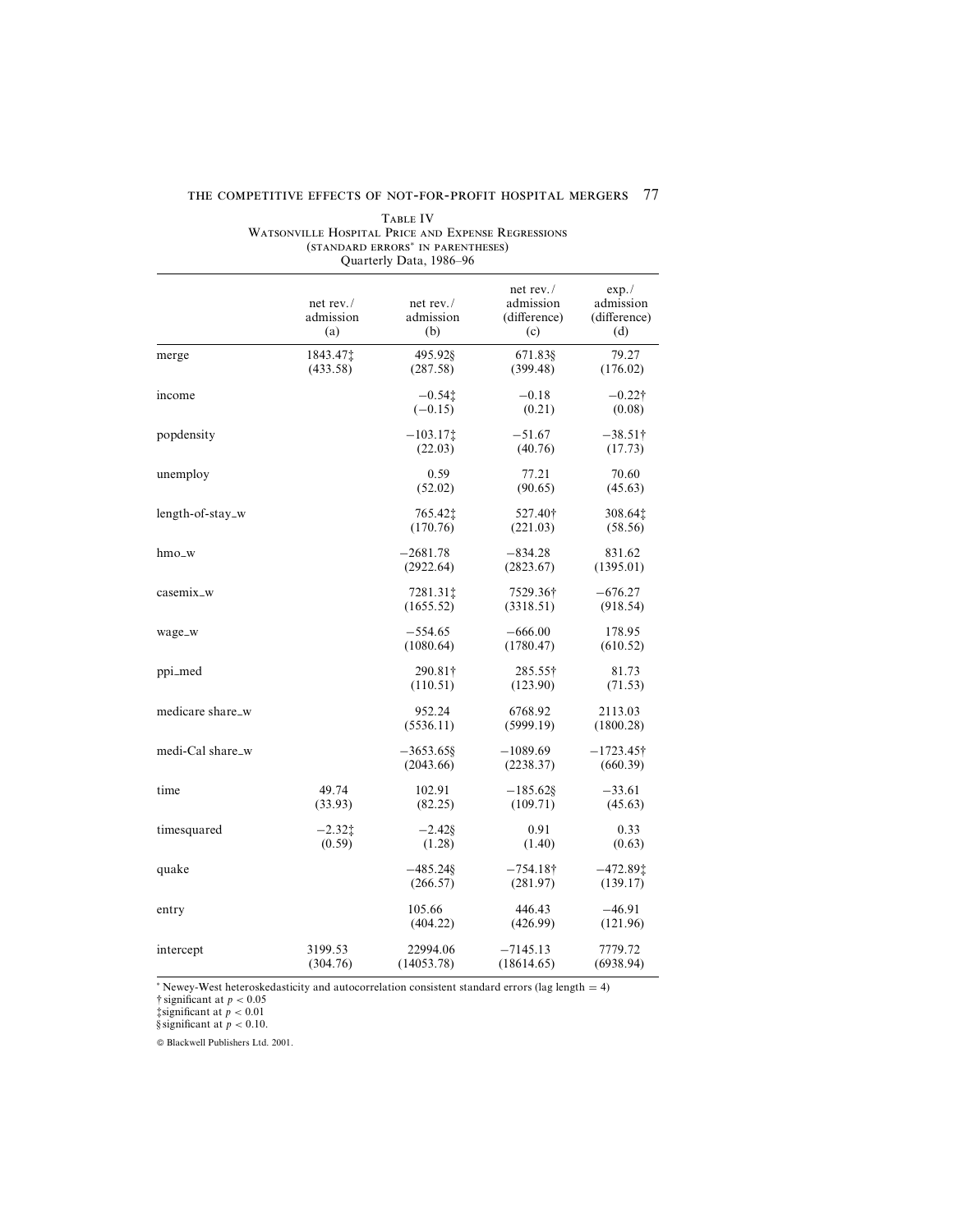Table IV
Watsonville Hospital Price and Expense Regressions
(standard errors* in parentheses)
Quarterly Data, 1986–96

| | net rev./ admission (a) | net rev./ admission (b) | net rev./ admission (difference) (c) | exp./ admission (difference) (d) |
|---|---|---|---|---|
| merge | 1843.47‡ | 495.92§ | 671.83§ | 79.27 |
| | (433.58) | (287.58) | (399.48) | (176.02) |
| income | | −0.54‡ | −0.18 | −0.22† |
| | | (−0.15) | (0.21) | (0.08) |
| popdensity | | −103.17‡ | −51.67 | −38.51† |
| | | (22.03) | (40.76) | (17.73) |
| unemploy | | 0.59 | 77.21 | 70.60 |
| | | (52.02) | (90.65) | (45.63) |
| length-of-stay_w | | 765.42‡ | 527.40† | 308.64‡ |
| | | (170.76) | (221.03) | (58.56) |
| hmo_w | | −2681.78 | −834.28 | 831.62 |
| | | (2922.64) | (2823.67) | (1395.01) |
| casemix_w | | 7281.31‡ | 7529.36† | −676.27 |
| | | (1655.52) | (3318.51) | (918.54) |
| wage_w | | −554.65 | −666.00 | 178.95 |
| | | (1080.64) | (1780.47) | (610.52) |
| ppi_med | | 290.81† | 285.55† | 81.73 |
| | | (110.51) | (123.90) | (71.53) |
| medicare share_w | | 952.24 | 6768.92 | 2113.03 |
| | | (5536.11) | (5999.19) | (1800.28) |
| medi-Cal share_w | | −3653.65§ | −1089.69 | −1723.45† |
| | | (2043.66) | (2238.37) | (660.39) |
| time | 49.74 | 102.91 | −185.62§ | −33.61 |
| | (33.93) | (82.25) | (109.71) | (45.63) |
| timesquared | −2.32‡ | −2.42§ | 0.91 | 0.33 |
| | (0.59) | (1.28) | (1.40) | (0.63) |
| quake | | −485.24§ | −754.18† | −472.89‡ |
| | | (266.57) | (281.97) | (139.17) |
| entry | | 105.66 | 446.43 | −46.91 |
| | | (404.22) | (426.99) | (121.96) |
| intercept | 3199.53 | 22994.06 | −7145.13 | 7779.72 |
| | (304.76) | (14053.78) | (18614.65) | (6938.94) |

* Newey-West heteroskedasticity and autocorrelation consistent standard errors (lag length = 4)
† significant at $p < 0.05$
‡ significant at $p < 0.01$
§ significant at $p < 0.10$.

© Blackwell Publishers Ltd. 2001.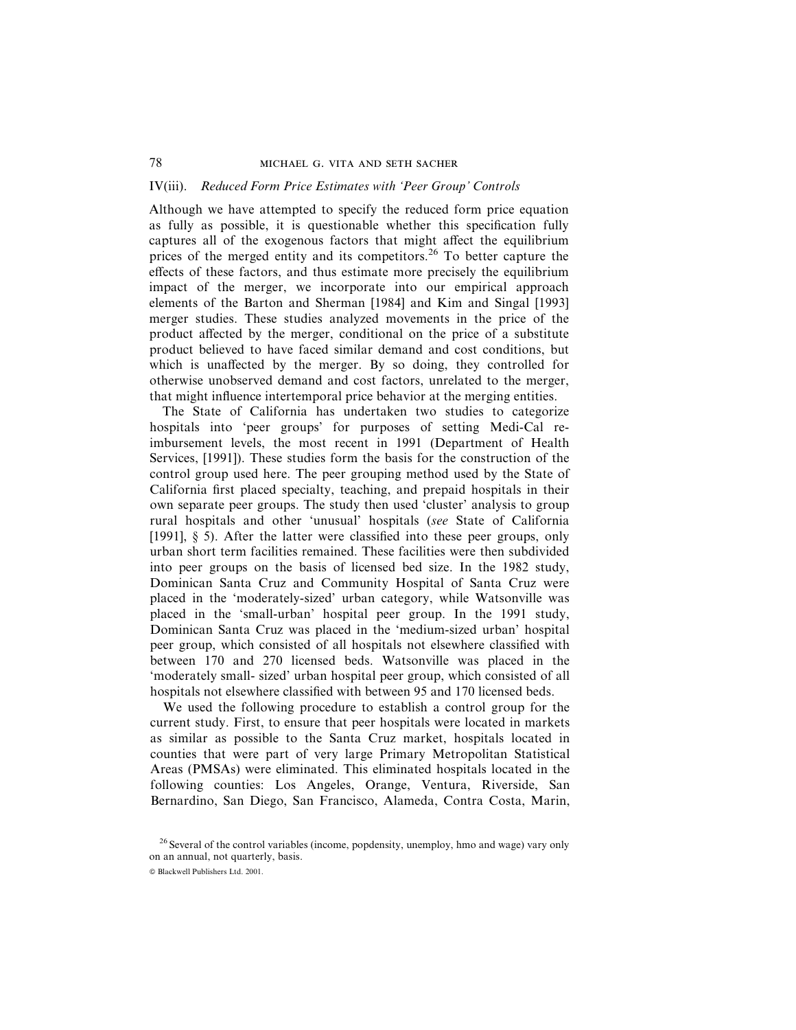### IV(iii). *Reduced Form Price Estimates with 'Peer Group' Controls*

Although we have attempted to specify the reduced form price equation as fully as possible, it is questionable whether this specification fully captures all of the exogenous factors that might affect the equilibrium prices of the merged entity and its competitors.[26] To better capture the effects of these factors, and thus estimate more precisely the equilibrium impact of the merger, we incorporate into our empirical approach elements of the Barton and Sherman [1984] and Kim and Singal [1993] merger studies. These studies analyzed movements in the price of the product affected by the merger, conditional on the price of a substitute product believed to have faced similar demand and cost conditions, but which is unaffected by the merger. By so doing, they controlled for otherwise unobserved demand and cost factors, unrelated to the merger, that might influence intertemporal price behavior at the merging entities.

The State of California has undertaken two studies to categorize hospitals into 'peer groups' for purposes of setting Medi-Cal reimbursement levels, the most recent in 1991 (Department of Health Services, [1991]). These studies form the basis for the construction of the control group used here. The peer grouping method used by the State of California first placed specialty, teaching, and prepaid hospitals in their own separate peer groups. The study then used 'cluster' analysis to group rural hospitals and other 'unusual' hospitals (*see* State of California [1991], § 5). After the latter were classified into these peer groups, only urban short term facilities remained. These facilities were then subdivided into peer groups on the basis of licensed bed size. In the 1982 study, Dominican Santa Cruz and Community Hospital of Santa Cruz were placed in the 'moderately-sized' urban category, while Watsonville was placed in the 'small-urban' hospital peer group. In the 1991 study, Dominican Santa Cruz was placed in the 'medium-sized urban' hospital peer group, which consisted of all hospitals not elsewhere classified with between 170 and 270 licensed beds. Watsonville was placed in the 'moderately small- sized' urban hospital peer group, which consisted of all hospitals not elsewhere classified with between 95 and 170 licensed beds.

We used the following procedure to establish a control group for the current study. First, to ensure that peer hospitals were located in markets as similar as possible to the Santa Cruz market, hospitals located in counties that were part of very large Primary Metropolitan Statistical Areas (PMSAs) were eliminated. This eliminated hospitals located in the following counties: Los Angeles, Orange, Ventura, Riverside, San Bernardino, San Diego, San Francisco, Alameda, Contra Costa, Marin,

[26] Several of the control variables (income, popdensity, unemploy, hmo and wage) vary only on an annual, not quarterly, basis.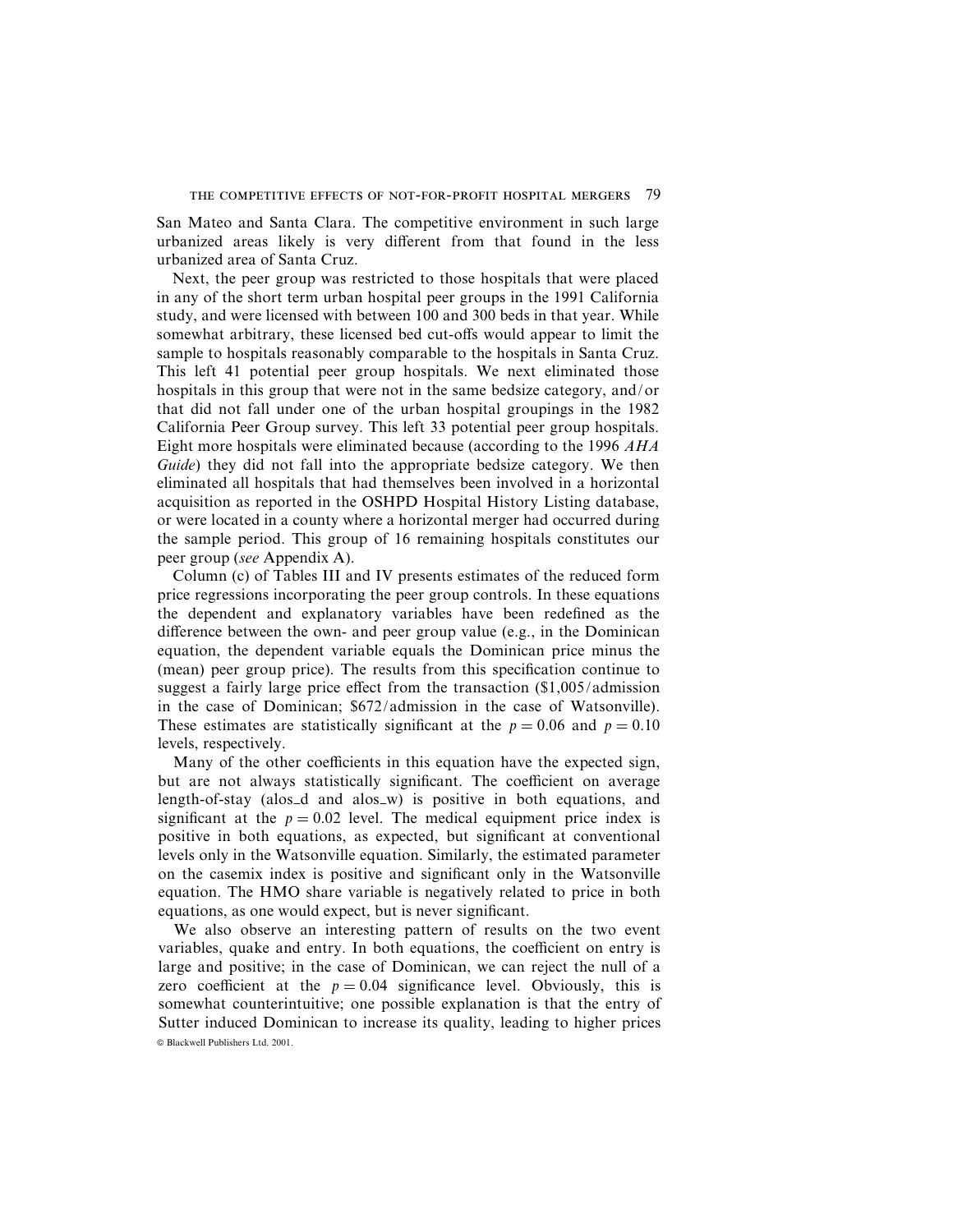San Mateo and Santa Clara. The competitive environment in such large urbanized areas likely is very different from that found in the less urbanized area of Santa Cruz.

Next, the peer group was restricted to those hospitals that were placed in any of the short term urban hospital peer groups in the 1991 California study, and were licensed with between 100 and 300 beds in that year. While somewhat arbitrary, these licensed bed cut-offs would appear to limit the sample to hospitals reasonably comparable to the hospitals in Santa Cruz. This left 41 potential peer group hospitals. We next eliminated those hospitals in this group that were not in the same bedsize category, and/or that did not fall under one of the urban hospital groupings in the 1982 California Peer Group survey. This left 33 potential peer group hospitals. Eight more hospitals were eliminated because (according to the 1996 *AHA Guide*) they did not fall into the appropriate bedsize category. We then eliminated all hospitals that had themselves been involved in a horizontal acquisition as reported in the OSHPD Hospital History Listing database, or were located in a county where a horizontal merger had occurred during the sample period. This group of 16 remaining hospitals constitutes our peer group (*see* Appendix A).

Column (c) of Tables III and IV presents estimates of the reduced form price regressions incorporating the peer group controls. In these equations the dependent and explanatory variables have been redefined as the difference between the own- and peer group value (e.g., in the Dominican equation, the dependent variable equals the Dominican price minus the (mean) peer group price). The results from this specification continue to suggest a fairly large price effect from the transaction ($1,005/admission in the case of Dominican; $672/admission in the case of Watsonville). These estimates are statistically significant at the $p = 0.06$ and $p = 0.10$ levels, respectively.

Many of the other coefficients in this equation have the expected sign, but are not always statistically significant. The coefficient on average length-of-stay (alos_d and alos_w) is positive in both equations, and significant at the $p = 0.02$ level. The medical equipment price index is positive in both equations, as expected, but significant at conventional levels only in the Watsonville equation. Similarly, the estimated parameter on the casemix index is positive and significant only in the Watsonville equation. The HMO share variable is negatively related to price in both equations, as one would expect, but is never significant.

We also observe an interesting pattern of results on the two event variables, quake and entry. In both equations, the coefficient on entry is large and positive; in the case of Dominican, we can reject the null of a zero coefficient at the $p = 0.04$ significance level. Obviously, this is somewhat counterintuitive; one possible explanation is that the entry of Sutter induced Dominican to increase its quality, leading to higher prices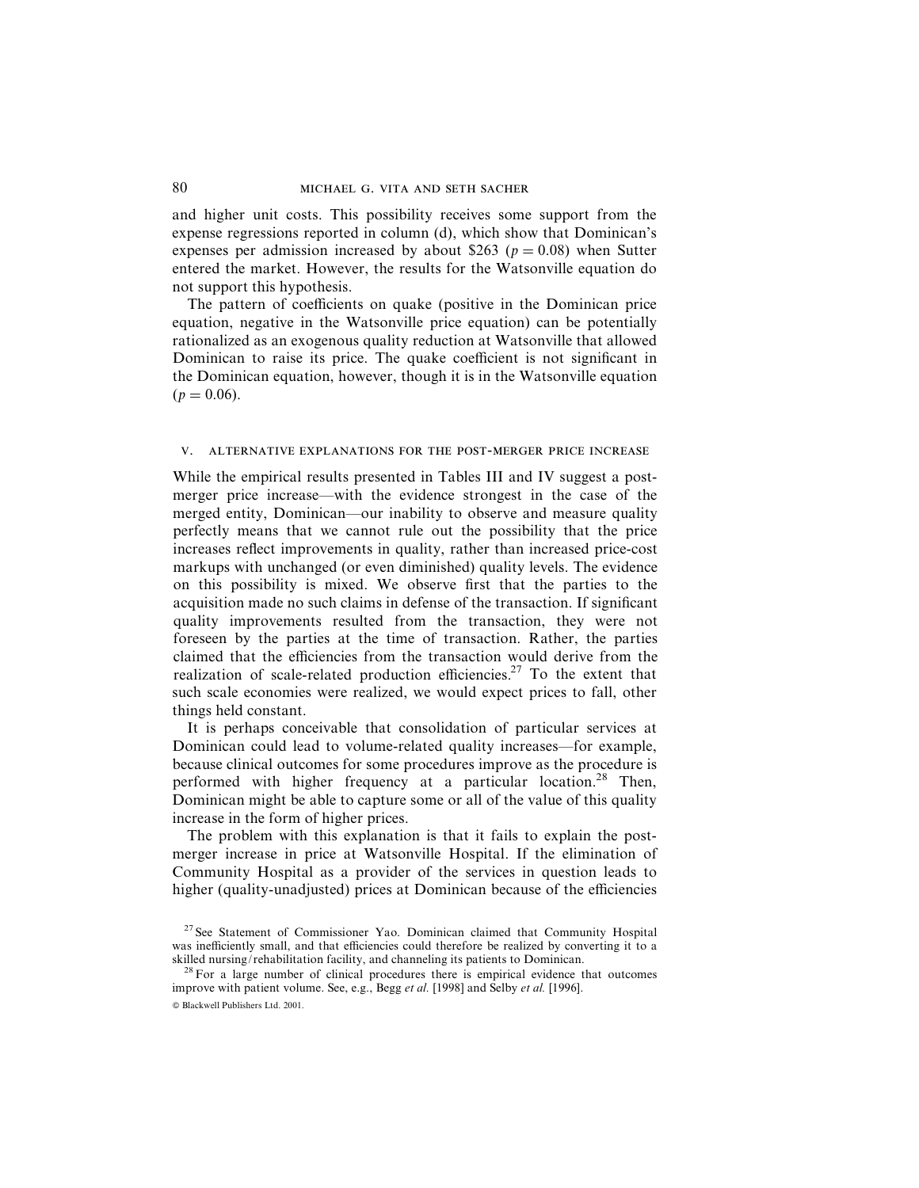and higher unit costs. This possibility receives some support from the expense regressions reported in column (d), which show that Dominican's expenses per admission increased by about \$263 ($p = 0.08$) when Sutter entered the market. However, the results for the Watsonville equation do not support this hypothesis.

The pattern of coefficients on quake (positive in the Dominican price equation, negative in the Watsonville price equation) can be potentially rationalized as an exogenous quality reduction at Watsonville that allowed Dominican to raise its price. The quake coefficient is not significant in the Dominican equation, however, though it is in the Watsonville equation ($p = 0.06$).

## V. ALTERNATIVE EXPLANATIONS FOR THE POST-MERGER PRICE INCREASE

While the empirical results presented in Tables III and IV suggest a post-merger price increase—with the evidence strongest in the case of the merged entity, Dominican—our inability to observe and measure quality perfectly means that we cannot rule out the possibility that the price increases reflect improvements in quality, rather than increased price-cost markups with unchanged (or even diminished) quality levels. The evidence on this possibility is mixed. We observe first that the parties to the acquisition made no such claims in defense of the transaction. If significant quality improvements resulted from the transaction, they were not foreseen by the parties at the time of transaction. Rather, the parties claimed that the efficiencies from the transaction would derive from the realization of scale-related production efficiencies.[27] To the extent that such scale economies were realized, we would expect prices to fall, other things held constant.

It is perhaps conceivable that consolidation of particular services at Dominican could lead to volume-related quality increases—for example, because clinical outcomes for some procedures improve as the procedure is performed with higher frequency at a particular location.[28] Then, Dominican might be able to capture some or all of the value of this quality increase in the form of higher prices.

The problem with this explanation is that it fails to explain the post-merger increase in price at Watsonville Hospital. If the elimination of Community Hospital as a provider of the services in question leads to higher (quality-unadjusted) prices at Dominican because of the efficiencies

---

[27] See Statement of Commissioner Yao. Dominican claimed that Community Hospital was inefficiently small, and that efficiencies could therefore be realized by converting it to a skilled nursing/rehabilitation facility, and channeling its patients to Dominican.

[28] For a large number of clinical procedures there is empirical evidence that outcomes improve with patient volume. See, e.g., Begg *et al.* [1998] and Selby *et al.* [1996].

© Blackwell Publishers Ltd. 2001.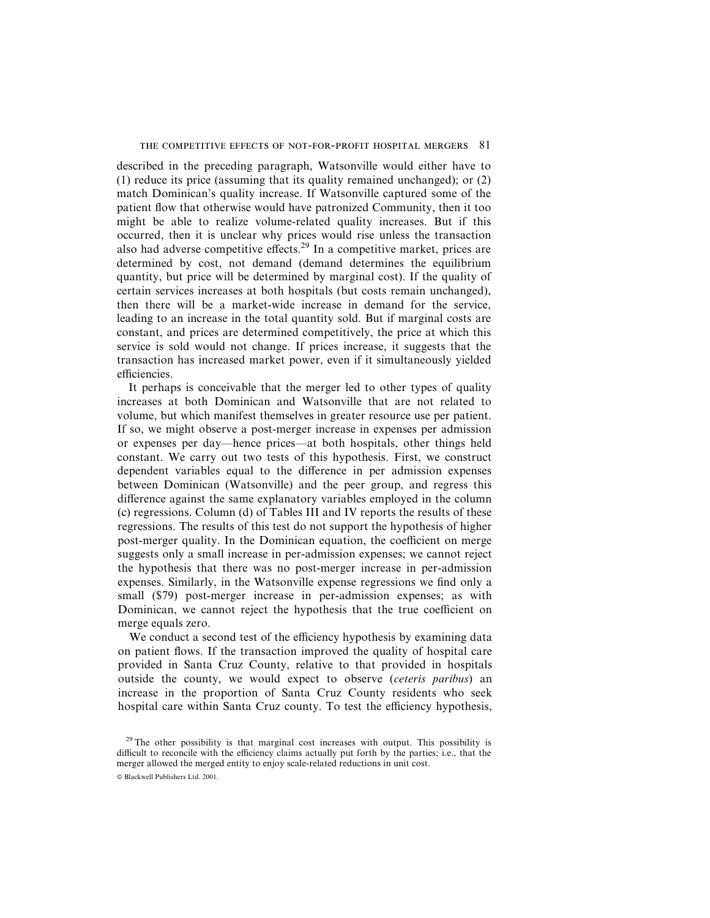described in the preceding paragraph, Watsonville would either have to (1) reduce its price (assuming that its quality remained unchanged); or (2) match Dominican's quality increase. If Watsonville captured some of the patient flow that otherwise would have patronized Community, then it too might be able to realize volume-related quality increases. But if this occurred, then it is unclear why prices would rise unless the transaction also had adverse competitive effects.[29] In a competitive market, prices are determined by cost, not demand (demand determines the equilibrium quantity, but price will be determined by marginal cost). If the quality of certain services increases at both hospitals (but costs remain unchanged), then there will be a market-wide increase in demand for the service, leading to an increase in the total quantity sold. But if marginal costs are constant, and prices are determined competitively, the price at which this service is sold would not change. If prices increase, it suggests that the transaction has increased market power, even if it simultaneously yielded efficiencies.

It perhaps is conceivable that the merger led to other types of quality increases at both Dominican and Watsonville that are not related to volume, but which manifest themselves in greater resource use per patient. If so, we might observe a post-merger increase in expenses per admission or expenses per day—hence prices—at both hospitals, other things held constant. We carry out two tests of this hypothesis. First, we construct dependent variables equal to the difference in per admission expenses between Dominican (Watsonville) and the peer group, and regress this difference against the same explanatory variables employed in the column (c) regressions. Column (d) of Tables III and IV reports the results of these regressions. The results of this test do not support the hypothesis of higher post-merger quality. In the Dominican equation, the coefficient on merge suggests only a small increase in per-admission expenses; we cannot reject the hypothesis that there was no post-merger increase in per-admission expenses. Similarly, in the Watsonville expense regressions we find only a small ($79) post-merger increase in per-admission expenses; as with Dominican, we cannot reject the hypothesis that the true coefficient on merge equals zero.

We conduct a second test of the efficiency hypothesis by examining data on patient flows. If the transaction improved the quality of hospital care provided in Santa Cruz County, relative to that provided in hospitals outside the county, we would expect to observe (*ceteris paribus*) an increase in the proportion of Santa Cruz County residents who seek hospital care within Santa Cruz county. To test the efficiency hypothesis,

[29] The other possibility is that marginal cost increases with output. This possibility is difficult to reconcile with the efficiency claims actually put forth by the parties; i.e., that the merger allowed the merged entity to enjoy scale-related reductions in unit cost.

© Blackwell Publishers Ltd. 2001.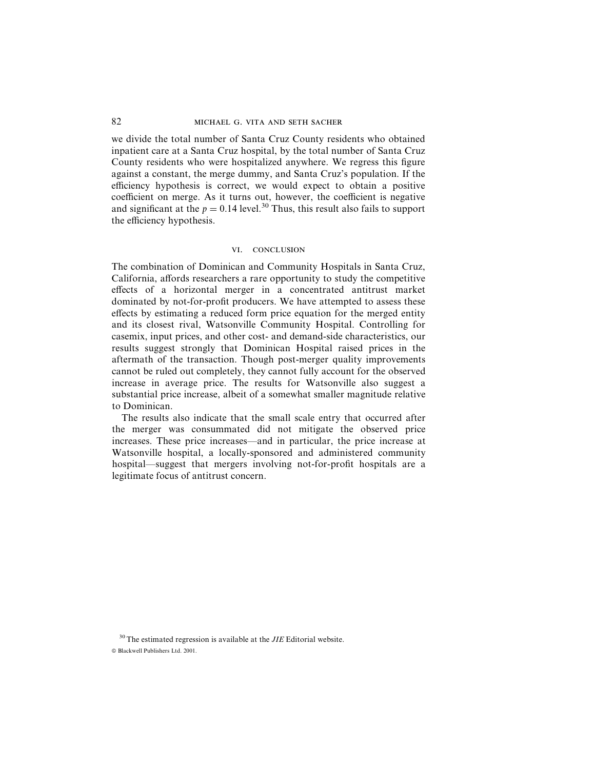we divide the total number of Santa Cruz County residents who obtained inpatient care at a Santa Cruz hospital, by the total number of Santa Cruz County residents who were hospitalized anywhere. We regress this figure against a constant, the merge dummy, and Santa Cruz's population. If the efficiency hypothesis is correct, we would expect to obtain a positive coefficient on merge. As it turns out, however, the coefficient is negative and significant at the $p = 0.14$ level.[30] Thus, this result also fails to support the efficiency hypothesis.

## VI. CONCLUSION

The combination of Dominican and Community Hospitals in Santa Cruz, California, affords researchers a rare opportunity to study the competitive effects of a horizontal merger in a concentrated antitrust market dominated by not-for-profit producers. We have attempted to assess these effects by estimating a reduced form price equation for the merged entity and its closest rival, Watsonville Community Hospital. Controlling for casemix, input prices, and other cost- and demand-side characteristics, our results suggest strongly that Dominican Hospital raised prices in the aftermath of the transaction. Though post-merger quality improvements cannot be ruled out completely, they cannot fully account for the observed increase in average price. The results for Watsonville also suggest a substantial price increase, albeit of a somewhat smaller magnitude relative to Dominican.

The results also indicate that the small scale entry that occurred after the merger was consummated did not mitigate the observed price increases. These price increases—and in particular, the price increase at Watsonville hospital, a locally-sponsored and administered community hospital—suggest that mergers involving not-for-profit hospitals are a legitimate focus of antitrust concern.

[30] The estimated regression is available at the *JIE* Editorial website.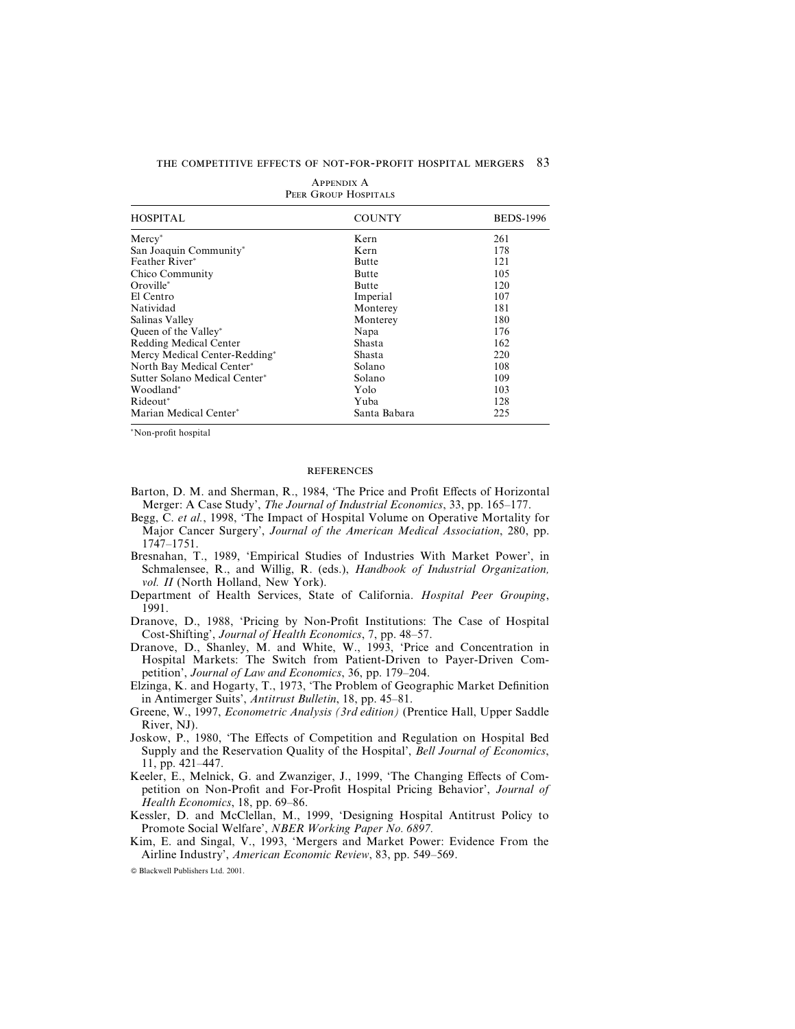## Appendix A
## Peer Group Hospitals

| HOSPITAL | COUNTY | BEDS-1996 |
|---|---|---|
| Mercy* | Kern | 261 |
| San Joaquin Community* | Kern | 178 |
| Feather River* | Butte | 121 |
| Chico Community | Butte | 105 |
| Oroville* | Butte | 120 |
| El Centro | Imperial | 107 |
| Natividad | Monterey | 181 |
| Salinas Valley | Monterey | 180 |
| Queen of the Valley* | Napa | 176 |
| Redding Medical Center | Shasta | 162 |
| Mercy Medical Center-Redding* | Shasta | 220 |
| North Bay Medical Center* | Solano | 108 |
| Sutter Solano Medical Center* | Solano | 109 |
| Woodland* | Yolo | 103 |
| Rideout* | Yuba | 128 |
| Marian Medical Center* | Santa Babara | 225 |

*Non-profit hospital

## REFERENCES

Barton, D. M. and Sherman, R., 1984, 'The Price and Profit Effects of Horizontal Merger: A Case Study', *The Journal of Industrial Economics*, 33, pp. 165–177.

Begg, C. *et al.*, 1998, 'The Impact of Hospital Volume on Operative Mortality for Major Cancer Surgery', *Journal of the American Medical Association*, 280, pp. 1747–1751.

Bresnahan, T., 1989, 'Empirical Studies of Industries With Market Power', in Schmalensee, R., and Willig, R. (eds.), *Handbook of Industrial Organization, vol. II* (North Holland, New York).

Department of Health Services, State of California. *Hospital Peer Grouping*, 1991.

Dranove, D., 1988, 'Pricing by Non-Profit Institutions: The Case of Hospital Cost-Shifting', *Journal of Health Economics*, 7, pp. 48–57.

Dranove, D., Shanley, M. and White, W., 1993, 'Price and Concentration in Hospital Markets: The Switch from Patient-Driven to Payer-Driven Competition', *Journal of Law and Economics*, 36, pp. 179–204.

Elzinga, K. and Hogarty, T., 1973, 'The Problem of Geographic Market Definition in Antimerger Suits', *Antitrust Bulletin*, 18, pp. 45–81.

Greene, W., 1997, *Econometric Analysis (3rd edition)* (Prentice Hall, Upper Saddle River, NJ).

Joskow, P., 1980, 'The Effects of Competition and Regulation on Hospital Bed Supply and the Reservation Quality of the Hospital', *Bell Journal of Economics*, 11, pp. 421–447.

Keeler, E., Melnick, G. and Zwanziger, J., 1999, 'The Changing Effects of Competition on Non-Profit and For-Profit Hospital Pricing Behavior', *Journal of Health Economics*, 18, pp. 69–86.

Kessler, D. and McClellan, M., 1999, 'Designing Hospital Antitrust Policy to Promote Social Welfare', *NBER Working Paper No. 6897.*

Kim, E. and Singal, V., 1993, 'Mergers and Market Power: Evidence From the Airline Industry', *American Economic Review*, 83, pp. 549–569.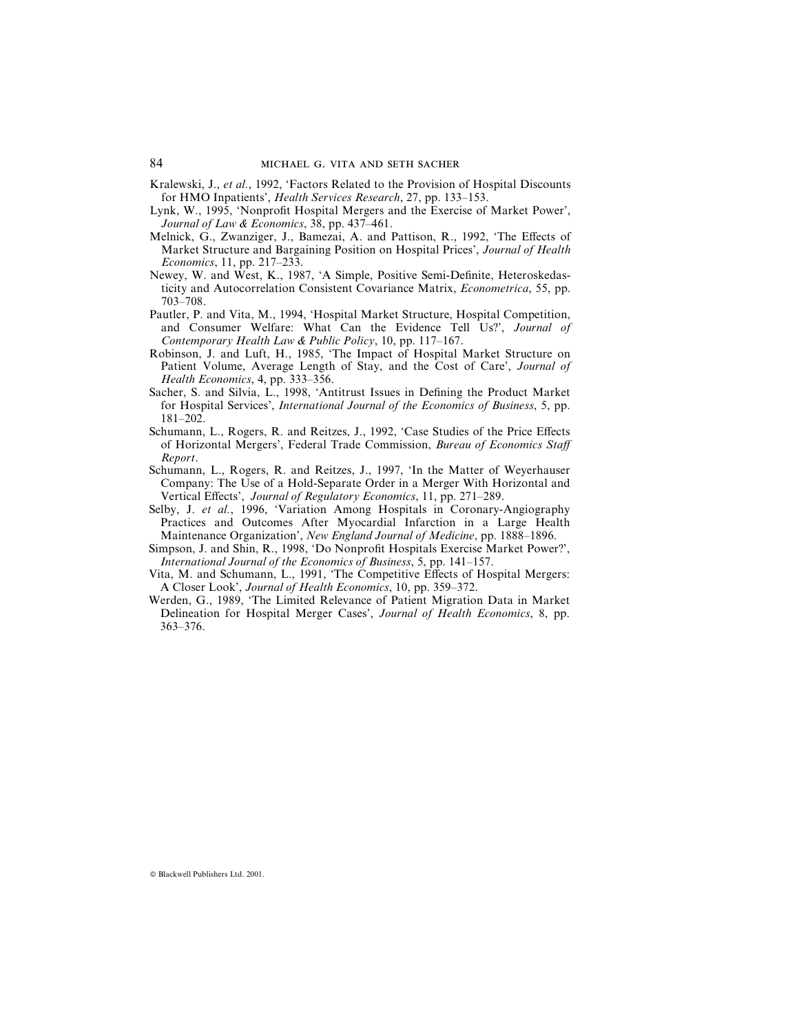Kralewski, J., *et al.*, 1992, 'Factors Related to the Provision of Hospital Discounts for HMO Inpatients', *Health Services Research*, 27, pp. 133–153.

Lynk, W., 1995, 'Nonprofit Hospital Mergers and the Exercise of Market Power', *Journal of Law & Economics*, 38, pp. 437–461.

Melnick, G., Zwanziger, J., Bamezai, A. and Pattison, R., 1992, 'The Effects of Market Structure and Bargaining Position on Hospital Prices', *Journal of Health Economics*, 11, pp. 217–233.

Newey, W. and West, K., 1987, 'A Simple, Positive Semi-Definite, Heteroskedasticity and Autocorrelation Consistent Covariance Matrix, *Econometrica*, 55, pp. 703–708.

Pautler, P. and Vita, M., 1994, 'Hospital Market Structure, Hospital Competition, and Consumer Welfare: What Can the Evidence Tell Us?', *Journal of Contemporary Health Law & Public Policy*, 10, pp. 117–167.

Robinson, J. and Luft, H., 1985, 'The Impact of Hospital Market Structure on Patient Volume, Average Length of Stay, and the Cost of Care', *Journal of Health Economics*, 4, pp. 333–356.

Sacher, S. and Silvia, L., 1998, 'Antitrust Issues in Defining the Product Market for Hospital Services', *International Journal of the Economics of Business*, 5, pp. 181–202.

Schumann, L., Rogers, R. and Reitzes, J., 1992, 'Case Studies of the Price Effects of Horizontal Mergers', Federal Trade Commission, *Bureau of Economics Staff Report*.

Schumann, L., Rogers, R. and Reitzes, J., 1997, 'In the Matter of Weyerhauser Company: The Use of a Hold-Separate Order in a Merger With Horizontal and Vertical Effects', *Journal of Regulatory Economics*, 11, pp. 271–289.

Selby, J. *et al.*, 1996, 'Variation Among Hospitals in Coronary-Angiography Practices and Outcomes After Myocardial Infarction in a Large Health Maintenance Organization', *New England Journal of Medicine*, pp. 1888–1896.

Simpson, J. and Shin, R., 1998, 'Do Nonprofit Hospitals Exercise Market Power?', *International Journal of the Economics of Business*, 5, pp. 141–157.

Vita, M. and Schumann, L., 1991, 'The Competitive Effects of Hospital Mergers: A Closer Look', *Journal of Health Economics*, 10, pp. 359–372.

Werden, G., 1989, 'The Limited Relevance of Patient Migration Data in Market Delineation for Hospital Merger Cases', *Journal of Health Economics*, 8, pp. 363–376.